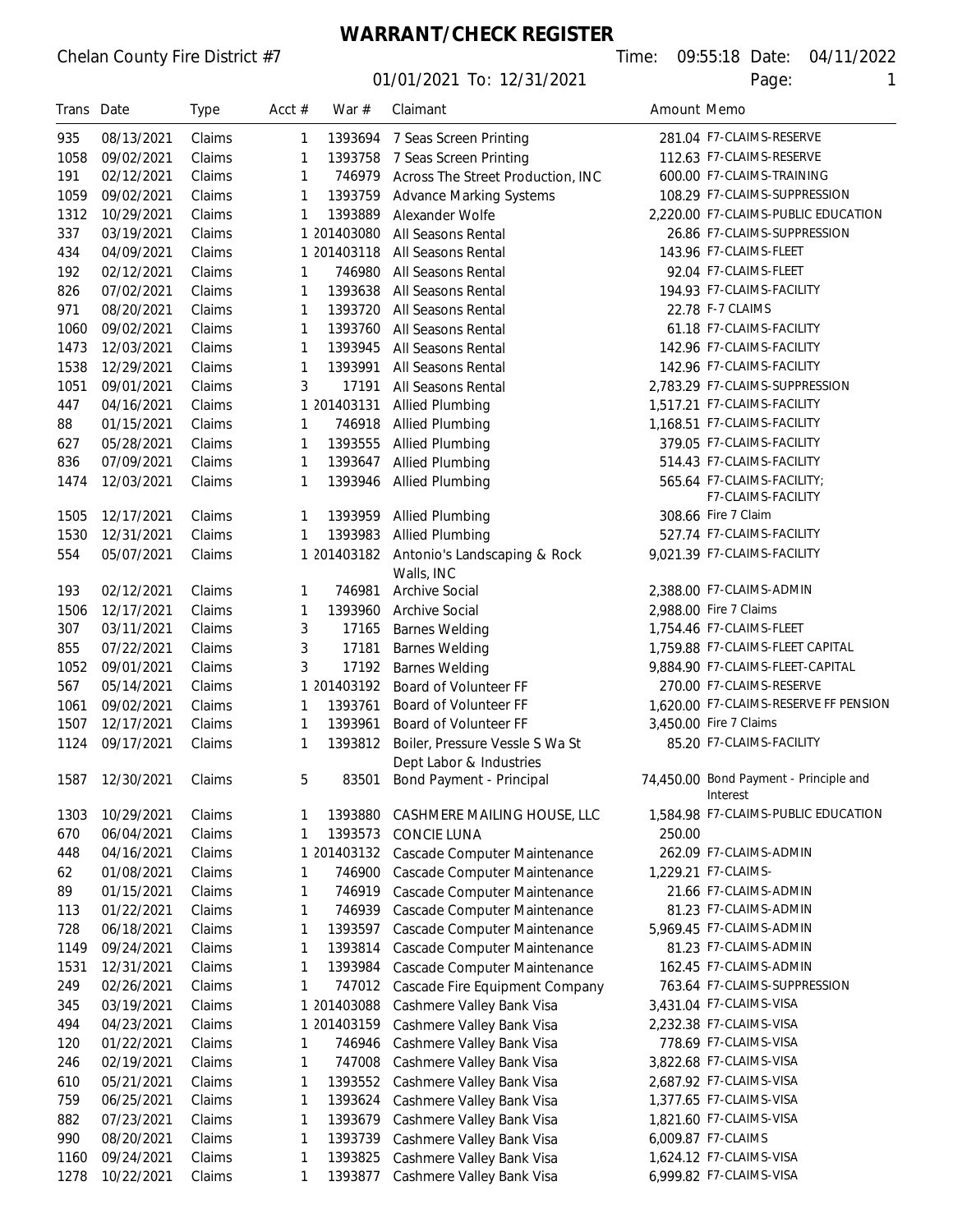# WARRANT/CHECK REGISTER

Chelan County Fire District #7

Time: 09:55:18 Date: 04/11/2022

01/01/2021 To: 12/31/2021

| Trans | Date | Type | Acct # | War # | Claimant | Amount | Memo |
|---|---|---|---|---|---|---|---|
| 935 | 08/13/2021 | Claims | 1 | 1393694 | 7 Seas Screen Printing | 281.04 | F7-CLAIMS-RESERVE |
| 1058 | 09/02/2021 | Claims | 1 | 1393758 | 7 Seas Screen Printing | 112.63 | F7-CLAIMS-RESERVE |
| 191 | 02/12/2021 | Claims | 1 | 746979 | Across The Street Production, INC | 600.00 | F7-CLAIMS-TRAINING |
| 1059 | 09/02/2021 | Claims | 1 | 1393759 | Advance Marking Systems | 108.29 | F7-CLAIMS-SUPPRESSION |
| 1312 | 10/29/2021 | Claims | 1 | 1393889 | Alexander Wolfe | 2,220.00 | F7-CLAIMS-PUBLIC EDUCATION |
| 337 | 03/19/2021 | Claims | 1 | 201403080 | All Seasons Rental | 26.86 | F7-CLAIMS-SUPPRESSION |
| 434 | 04/09/2021 | Claims | 1 | 201403118 | All Seasons Rental | 143.96 | F7-CLAIMS-FLEET |
| 192 | 02/12/2021 | Claims | 1 | 746980 | All Seasons Rental | 92.04 | F7-CLAIMS-FLEET |
| 826 | 07/02/2021 | Claims | 1 | 1393638 | All Seasons Rental | 194.93 | F7-CLAIMS-FACILITY |
| 971 | 08/20/2021 | Claims | 1 | 1393720 | All Seasons Rental | 22.78 | F-7 CLAIMS |
| 1060 | 09/02/2021 | Claims | 1 | 1393760 | All Seasons Rental | 61.18 | F7-CLAIMS-FACILITY |
| 1473 | 12/03/2021 | Claims | 1 | 1393945 | All Seasons Rental | 142.96 | F7-CLAIMS-FACILITY |
| 1538 | 12/29/2021 | Claims | 1 | 1393991 | All Seasons Rental | 142.96 | F7-CLAIMS-FACILITY |
| 1051 | 09/01/2021 | Claims | 3 | 17191 | All Seasons Rental | 2,783.29 | F7-CLAIMS-SUPPRESSION |
| 447 | 04/16/2021 | Claims | 1 | 201403131 | Allied Plumbing | 1,517.21 | F7-CLAIMS-FACILITY |
| 88 | 01/15/2021 | Claims | 1 | 746918 | Allied Plumbing | 1,168.51 | F7-CLAIMS-FACILITY |
| 627 | 05/28/2021 | Claims | 1 | 1393555 | Allied Plumbing | 379.05 | F7-CLAIMS-FACILITY |
| 836 | 07/09/2021 | Claims | 1 | 1393647 | Allied Plumbing | 514.43 | F7-CLAIMS-FACILITY |
| 1474 | 12/03/2021 | Claims | 1 | 1393946 | Allied Plumbing | 565.64 | F7-CLAIMS-FACILITY; F7-CLAIMS-FACILITY |
| 1505 | 12/17/2021 | Claims | 1 | 1393959 | Allied Plumbing | 308.66 | Fire 7 Claim |
| 1530 | 12/31/2021 | Claims | 1 | 1393983 | Allied Plumbing | 527.74 | F7-CLAIMS-FACILITY |
| 554 | 05/07/2021 | Claims | 1 | 201403182 | Antonio's Landscaping & Rock Walls, INC | 9,021.39 | F7-CLAIMS-FACILITY |
| 193 | 02/12/2021 | Claims | 1 | 746981 | Archive Social | 2,388.00 | F7-CLAIMS-ADMIN |
| 1506 | 12/17/2021 | Claims | 1 | 1393960 | Archive Social | 2,988.00 | Fire 7 Claims |
| 307 | 03/11/2021 | Claims | 3 | 17165 | Barnes Welding | 1,754.46 | F7-CLAIMS-FLEET |
| 855 | 07/22/2021 | Claims | 3 | 17181 | Barnes Welding | 1,759.88 | F7-CLAIMS-FLEET CAPITAL |
| 1052 | 09/01/2021 | Claims | 3 | 17192 | Barnes Welding | 9,884.90 | F7-CLAIMS-FLEET-CAPITAL |
| 567 | 05/14/2021 | Claims | 1 | 201403192 | Board of Volunteer FF | 270.00 | F7-CLAIMS-RESERVE |
| 1061 | 09/02/2021 | Claims | 1 | 1393761 | Board of Volunteer FF | 1,620.00 | F7-CLAIMS-RESERVE FF PENSION |
| 1507 | 12/17/2021 | Claims | 1 | 1393961 | Board of Volunteer FF | 3,450.00 | Fire 7 Claims |
| 1124 | 09/17/2021 | Claims | 1 | 1393812 | Boiler, Pressure Vessle S Wa St Dept Labor & Industries | 85.20 | F7-CLAIMS-FACILITY |
| 1587 | 12/30/2021 | Claims | 5 | 83501 | Bond Payment - Principal | 74,450.00 | Bond Payment - Principle and Interest |
| 1303 | 10/29/2021 | Claims | 1 | 1393880 | CASHMERE MAILING HOUSE, LLC | 1,584.98 | F7-CLAIMS-PUBLIC EDUCATION |
| 670 | 06/04/2021 | Claims | 1 | 1393573 | CONCIE LUNA | 250.00 | |
| 448 | 04/16/2021 | Claims | 1 | 201403132 | Cascade Computer Maintenance | 262.09 | F7-CLAIMS-ADMIN |
| 62 | 01/08/2021 | Claims | 1 | 746900 | Cascade Computer Maintenance | 1,229.21 | F7-CLAIMS- |
| 89 | 01/15/2021 | Claims | 1 | 746919 | Cascade Computer Maintenance | 21.66 | F7-CLAIMS-ADMIN |
| 113 | 01/22/2021 | Claims | 1 | 746939 | Cascade Computer Maintenance | 81.23 | F7-CLAIMS-ADMIN |
| 728 | 06/18/2021 | Claims | 1 | 1393597 | Cascade Computer Maintenance | 5,969.45 | F7-CLAIMS-ADMIN |
| 1149 | 09/24/2021 | Claims | 1 | 1393814 | Cascade Computer Maintenance | 81.23 | F7-CLAIMS-ADMIN |
| 1531 | 12/31/2021 | Claims | 1 | 1393984 | Cascade Computer Maintenance | 162.45 | F7-CLAIMS-ADMIN |
| 249 | 02/26/2021 | Claims | 1 | 747012 | Cascade Fire Equipment Company | 763.64 | F7-CLAIMS-SUPPRESSION |
| 345 | 03/19/2021 | Claims | 1 | 201403088 | Cashmere Valley Bank Visa | 3,431.04 | F7-CLAIMS-VISA |
| 494 | 04/23/2021 | Claims | 1 | 201403159 | Cashmere Valley Bank Visa | 2,232.38 | F7-CLAIMS-VISA |
| 120 | 01/22/2021 | Claims | 1 | 746946 | Cashmere Valley Bank Visa | 778.69 | F7-CLAIMS-VISA |
| 246 | 02/19/2021 | Claims | 1 | 747008 | Cashmere Valley Bank Visa | 3,822.68 | F7-CLAIMS-VISA |
| 610 | 05/21/2021 | Claims | 1 | 1393552 | Cashmere Valley Bank Visa | 2,687.92 | F7-CLAIMS-VISA |
| 759 | 06/25/2021 | Claims | 1 | 1393624 | Cashmere Valley Bank Visa | 1,377.65 | F7-CLAIMS-VISA |
| 882 | 07/23/2021 | Claims | 1 | 1393679 | Cashmere Valley Bank Visa | 1,821.60 | F7-CLAIMS-VISA |
| 990 | 08/20/2021 | Claims | 1 | 1393739 | Cashmere Valley Bank Visa | 6,009.87 | F7-CLAIMS |
| 1160 | 09/24/2021 | Claims | 1 | 1393825 | Cashmere Valley Bank Visa | 1,624.12 | F7-CLAIMS-VISA |
| 1278 | 10/22/2021 | Claims | 1 | 1393877 | Cashmere Valley Bank Visa | 6,999.82 | F7-CLAIMS-VISA |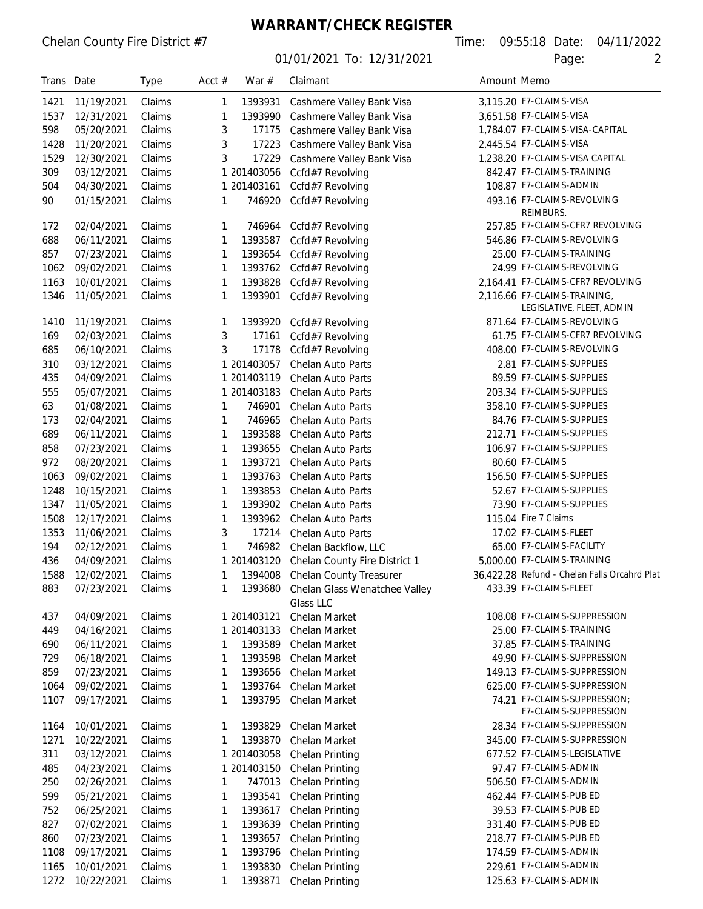# WARRANT/CHECK REGISTER

Chelan County Fire District #7

01/01/2021 To: 12/31/2021

Time: 09:55:18 Date: 04/11/2022

| Trans | Date | Type | Acct # | War # | Claimant | Amount | Memo |
|---|---|---|---|---|---|---|---|
| 1421 | 11/19/2021 | Claims | 1 | 1393931 | Cashmere Valley Bank Visa | 3,115.20 | F7-CLAIMS-VISA |
| 1537 | 12/31/2021 | Claims | 1 | 1393990 | Cashmere Valley Bank Visa | 3,651.58 | F7-CLAIMS-VISA |
| 598 | 05/20/2021 | Claims | 3 | 17175 | Cashmere Valley Bank Visa | 1,784.07 | F7-CLAIMS-VISA-CAPITAL |
| 1428 | 11/20/2021 | Claims | 3 | 17223 | Cashmere Valley Bank Visa | 2,445.54 | F7-CLAIMS-VISA |
| 1529 | 12/30/2021 | Claims | 3 | 17229 | Cashmere Valley Bank Visa | 1,238.20 | F7-CLAIMS-VISA CAPITAL |
| 309 | 03/12/2021 | Claims | 1 | 201403056 | Ccfd#7 Revolving | 842.47 | F7-CLAIMS-TRAINING |
| 504 | 04/30/2021 | Claims | 1 | 201403161 | Ccfd#7 Revolving | 108.87 | F7-CLAIMS-ADMIN |
| 90 | 01/15/2021 | Claims | 1 | 746920 | Ccfd#7 Revolving | 493.16 | F7-CLAIMS-REVOLVING REIMBURS. |
| 172 | 02/04/2021 | Claims | 1 | 746964 | Ccfd#7 Revolving | 257.85 | F7-CLAIMS-CFR7 REVOLVING |
| 688 | 06/11/2021 | Claims | 1 | 1393587 | Ccfd#7 Revolving | 546.86 | F7-CLAIMS-REVOLVING |
| 857 | 07/23/2021 | Claims | 1 | 1393654 | Ccfd#7 Revolving | 25.00 | F7-CLAIMS-TRAINING |
| 1062 | 09/02/2021 | Claims | 1 | 1393762 | Ccfd#7 Revolving | 24.99 | F7-CLAIMS-REVOLVING |
| 1163 | 10/01/2021 | Claims | 1 | 1393828 | Ccfd#7 Revolving | 2,164.41 | F7-CLAIMS-CFR7 REVOLVING |
| 1346 | 11/05/2021 | Claims | 1 | 1393901 | Ccfd#7 Revolving | 2,116.66 | F7-CLAIMS-TRAINING, LEGISLATIVE, FLEET, ADMIN |
| 1410 | 11/19/2021 | Claims | 1 | 1393920 | Ccfd#7 Revolving | 871.64 | F7-CLAIMS-REVOLVING |
| 169 | 02/03/2021 | Claims | 3 | 17161 | Ccfd#7 Revolving | 61.75 | F7-CLAIMS-CFR7 REVOLVING |
| 685 | 06/10/2021 | Claims | 3 | 17178 | Ccfd#7 Revolving | 408.00 | F7-CLAIMS-REVOLVING |
| 310 | 03/12/2021 | Claims | 1 | 201403057 | Chelan Auto Parts | 2.81 | F7-CLAIMS-SUPPLIES |
| 435 | 04/09/2021 | Claims | 1 | 201403119 | Chelan Auto Parts | 89.59 | F7-CLAIMS-SUPPLIES |
| 555 | 05/07/2021 | Claims | 1 | 201403183 | Chelan Auto Parts | 203.34 | F7-CLAIMS-SUPPLIES |
| 63 | 01/08/2021 | Claims | 1 | 746901 | Chelan Auto Parts | 358.10 | F7-CLAIMS-SUPPLIES |
| 173 | 02/04/2021 | Claims | 1 | 746965 | Chelan Auto Parts | 84.76 | F7-CLAIMS-SUPPLIES |
| 689 | 06/11/2021 | Claims | 1 | 1393588 | Chelan Auto Parts | 212.71 | F7-CLAIMS-SUPPLIES |
| 858 | 07/23/2021 | Claims | 1 | 1393655 | Chelan Auto Parts | 106.97 | F7-CLAIMS-SUPPLIES |
| 972 | 08/20/2021 | Claims | 1 | 1393721 | Chelan Auto Parts | 80.60 | F7-CLAIMS |
| 1063 | 09/02/2021 | Claims | 1 | 1393763 | Chelan Auto Parts | 156.50 | F7-CLAIMS-SUPPLIES |
| 1248 | 10/15/2021 | Claims | 1 | 1393853 | Chelan Auto Parts | 52.67 | F7-CLAIMS-SUPPLIES |
| 1347 | 11/05/2021 | Claims | 1 | 1393902 | Chelan Auto Parts | 73.90 | F7-CLAIMS-SUPPLIES |
| 1508 | 12/17/2021 | Claims | 1 | 1393962 | Chelan Auto Parts | 115.04 | Fire 7 Claims |
| 1353 | 11/06/2021 | Claims | 3 | 17214 | Chelan Auto Parts | 17.02 | F7-CLAIMS-FLEET |
| 194 | 02/12/2021 | Claims | 1 | 746982 | Chelan Backflow, LLC | 65.00 | F7-CLAIMS-FACILITY |
| 436 | 04/09/2021 | Claims | 1 | 201403120 | Chelan County Fire District 1 | 5,000.00 | F7-CLAIMS-TRAINING |
| 1588 | 12/02/2021 | Claims | 1 | 1394008 | Chelan County Treasurer | 36,422.28 | Refund - Chelan Falls Orcahrd Plat |
| 883 | 07/23/2021 | Claims | 1 | 1393680 | Chelan Glass Wenatchee Valley Glass LLC | 433.39 | F7-CLAIMS-FLEET |
| 437 | 04/09/2021 | Claims | 1 | 201403121 | Chelan Market | 108.08 | F7-CLAIMS-SUPPRESSION |
| 449 | 04/16/2021 | Claims | 1 | 201403133 | Chelan Market | 25.00 | F7-CLAIMS-TRAINING |
| 690 | 06/11/2021 | Claims | 1 | 1393589 | Chelan Market | 37.85 | F7-CLAIMS-TRAINING |
| 729 | 06/18/2021 | Claims | 1 | 1393598 | Chelan Market | 49.90 | F7-CLAIMS-SUPPRESSION |
| 859 | 07/23/2021 | Claims | 1 | 1393656 | Chelan Market | 149.13 | F7-CLAIMS-SUPPRESSION |
| 1064 | 09/02/2021 | Claims | 1 | 1393764 | Chelan Market | 625.00 | F7-CLAIMS-SUPPRESSION |
| 1107 | 09/17/2021 | Claims | 1 | 1393795 | Chelan Market | 74.21 | F7-CLAIMS-SUPPRESSION; F7-CLAIMS-SUPPRESSION |
| 1164 | 10/01/2021 | Claims | 1 | 1393829 | Chelan Market | 28.34 | F7-CLAIMS-SUPPRESSION |
| 1271 | 10/22/2021 | Claims | 1 | 1393870 | Chelan Market | 345.00 | F7-CLAIMS-SUPPRESSION |
| 311 | 03/12/2021 | Claims | 1 | 201403058 | Chelan Printing | 677.52 | F7-CLAIMS-LEGISLATIVE |
| 485 | 04/23/2021 | Claims | 1 | 201403150 | Chelan Printing | 97.47 | F7-CLAIMS-ADMIN |
| 250 | 02/26/2021 | Claims | 1 | 747013 | Chelan Printing | 506.50 | F7-CLAIMS-ADMIN |
| 599 | 05/21/2021 | Claims | 1 | 1393541 | Chelan Printing | 462.44 | F7-CLAIMS-PUB ED |
| 752 | 06/25/2021 | Claims | 1 | 1393617 | Chelan Printing | 39.53 | F7-CLAIMS-PUB ED |
| 827 | 07/02/2021 | Claims | 1 | 1393639 | Chelan Printing | 331.40 | F7-CLAIMS-PUB ED |
| 860 | 07/23/2021 | Claims | 1 | 1393657 | Chelan Printing | 218.77 | F7-CLAIMS-PUB ED |
| 1108 | 09/17/2021 | Claims | 1 | 1393796 | Chelan Printing | 174.59 | F7-CLAIMS-ADMIN |
| 1165 | 10/01/2021 | Claims | 1 | 1393830 | Chelan Printing | 229.61 | F7-CLAIMS-ADMIN |
| 1272 | 10/22/2021 | Claims | 1 | 1393871 | Chelan Printing | 125.63 | F7-CLAIMS-ADMIN |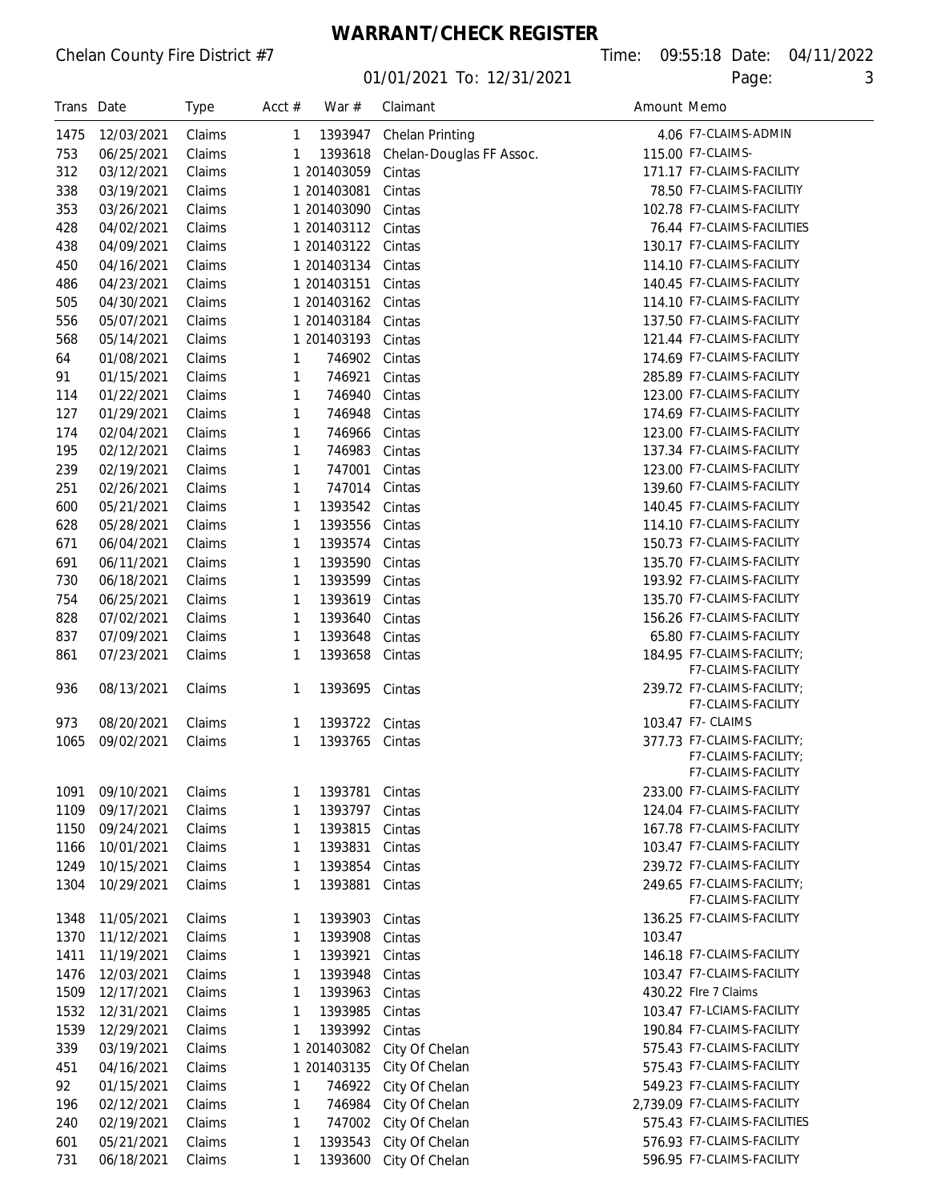# WARRANT/CHECK REGISTER

Chelan County Fire District #7

01/01/2021 To: 12/31/2021

Time: 09:55:18 Date: 04/11/2022

| Trans | Date | Type | Acct # | War # | Claimant | Amount | Memo |
|---|---|---|---|---|---|---|---|
| 1475 | 12/03/2021 | Claims | 1 | 1393947 | Chelan Printing | 4.06 | F7-CLAIMS-ADMIN |
| 753 | 06/25/2021 | Claims | 1 | 1393618 | Chelan-Douglas FF Assoc. | 115.00 | F7-CLAIMS- |
| 312 | 03/12/2021 | Claims | 1 | 201403059 | Cintas | 171.17 | F7-CLAIMS-FACILITY |
| 338 | 03/19/2021 | Claims | 1 | 201403081 | Cintas | 78.50 | F7-CLAIMS-FACILITIY |
| 353 | 03/26/2021 | Claims | 1 | 201403090 | Cintas | 102.78 | F7-CLAIMS-FACILITY |
| 428 | 04/02/2021 | Claims | 1 | 201403112 | Cintas | 76.44 | F7-CLAIMS-FACILITIES |
| 438 | 04/09/2021 | Claims | 1 | 201403122 | Cintas | 130.17 | F7-CLAIMS-FACILITY |
| 450 | 04/16/2021 | Claims | 1 | 201403134 | Cintas | 114.10 | F7-CLAIMS-FACILITY |
| 486 | 04/23/2021 | Claims | 1 | 201403151 | Cintas | 140.45 | F7-CLAIMS-FACILITY |
| 505 | 04/30/2021 | Claims | 1 | 201403162 | Cintas | 114.10 | F7-CLAIMS-FACILITY |
| 556 | 05/07/2021 | Claims | 1 | 201403184 | Cintas | 137.50 | F7-CLAIMS-FACILITY |
| 568 | 05/14/2021 | Claims | 1 | 201403193 | Cintas | 121.44 | F7-CLAIMS-FACILITY |
| 64 | 01/08/2021 | Claims | 1 | 746902 | Cintas | 174.69 | F7-CLAIMS-FACILITY |
| 91 | 01/15/2021 | Claims | 1 | 746921 | Cintas | 285.89 | F7-CLAIMS-FACILITY |
| 114 | 01/22/2021 | Claims | 1 | 746940 | Cintas | 123.00 | F7-CLAIMS-FACILITY |
| 127 | 01/29/2021 | Claims | 1 | 746948 | Cintas | 174.69 | F7-CLAIMS-FACILITY |
| 174 | 02/04/2021 | Claims | 1 | 746966 | Cintas | 123.00 | F7-CLAIMS-FACILITY |
| 195 | 02/12/2021 | Claims | 1 | 746983 | Cintas | 137.34 | F7-CLAIMS-FACILITY |
| 239 | 02/19/2021 | Claims | 1 | 747001 | Cintas | 123.00 | F7-CLAIMS-FACILITY |
| 251 | 02/26/2021 | Claims | 1 | 747014 | Cintas | 139.60 | F7-CLAIMS-FACILITY |
| 600 | 05/21/2021 | Claims | 1 | 1393542 | Cintas | 140.45 | F7-CLAIMS-FACILITY |
| 628 | 05/28/2021 | Claims | 1 | 1393556 | Cintas | 114.10 | F7-CLAIMS-FACILITY |
| 671 | 06/04/2021 | Claims | 1 | 1393574 | Cintas | 150.73 | F7-CLAIMS-FACILITY |
| 691 | 06/11/2021 | Claims | 1 | 1393590 | Cintas | 135.70 | F7-CLAIMS-FACILITY |
| 730 | 06/18/2021 | Claims | 1 | 1393599 | Cintas | 193.92 | F7-CLAIMS-FACILITY |
| 754 | 06/25/2021 | Claims | 1 | 1393619 | Cintas | 135.70 | F7-CLAIMS-FACILITY |
| 828 | 07/02/2021 | Claims | 1 | 1393640 | Cintas | 156.26 | F7-CLAIMS-FACILITY |
| 837 | 07/09/2021 | Claims | 1 | 1393648 | Cintas | 65.80 | F7-CLAIMS-FACILITY |
| 861 | 07/23/2021 | Claims | 1 | 1393658 | Cintas | 184.95 | F7-CLAIMS-FACILITY; F7-CLAIMS-FACILITY |
| 936 | 08/13/2021 | Claims | 1 | 1393695 | Cintas | 239.72 | F7-CLAIMS-FACILITY; F7-CLAIMS-FACILITY |
| 973 | 08/20/2021 | Claims | 1 | 1393722 | Cintas | 103.47 | F7- CLAIMS |
| 1065 | 09/02/2021 | Claims | 1 | 1393765 | Cintas | 377.73 | F7-CLAIMS-FACILITY; F7-CLAIMS-FACILITY; F7-CLAIMS-FACILITY |
| 1091 | 09/10/2021 | Claims | 1 | 1393781 | Cintas | 233.00 | F7-CLAIMS-FACILITY |
| 1109 | 09/17/2021 | Claims | 1 | 1393797 | Cintas | 124.04 | F7-CLAIMS-FACILITY |
| 1150 | 09/24/2021 | Claims | 1 | 1393815 | Cintas | 167.78 | F7-CLAIMS-FACILITY |
| 1166 | 10/01/2021 | Claims | 1 | 1393831 | Cintas | 103.47 | F7-CLAIMS-FACILITY |
| 1249 | 10/15/2021 | Claims | 1 | 1393854 | Cintas | 239.72 | F7-CLAIMS-FACILITY |
| 1304 | 10/29/2021 | Claims | 1 | 1393881 | Cintas | 249.65 | F7-CLAIMS-FACILITY; F7-CLAIMS-FACILITY |
| 1348 | 11/05/2021 | Claims | 1 | 1393903 | Cintas | 136.25 | F7-CLAIMS-FACILITY |
| 1370 | 11/12/2021 | Claims | 1 | 1393908 | Cintas | 103.47 | |
| 1411 | 11/19/2021 | Claims | 1 | 1393921 | Cintas | 146.18 | F7-CLAIMS-FACILITY |
| 1476 | 12/03/2021 | Claims | 1 | 1393948 | Cintas | 103.47 | F7-CLAIMS-FACILITY |
| 1509 | 12/17/2021 | Claims | 1 | 1393963 | Cintas | 430.22 | FIre 7 Claims |
| 1532 | 12/31/2021 | Claims | 1 | 1393985 | Cintas | 103.47 | F7-LCIAMS-FACILITY |
| 1539 | 12/29/2021 | Claims | 1 | 1393992 | Cintas | 190.84 | F7-CLAIMS-FACILITY |
| 339 | 03/19/2021 | Claims | 1 | 201403082 | City Of Chelan | 575.43 | F7-CLAIMS-FACILITY |
| 451 | 04/16/2021 | Claims | 1 | 201403135 | City Of Chelan | 575.43 | F7-CLAIMS-FACILITY |
| 92 | 01/15/2021 | Claims | 1 | 746922 | City Of Chelan | 549.23 | F7-CLAIMS-FACILITY |
| 196 | 02/12/2021 | Claims | 1 | 746984 | City Of Chelan | 2,739.09 | F7-CLAIMS-FACILITY |
| 240 | 02/19/2021 | Claims | 1 | 747002 | City Of Chelan | 575.43 | F7-CLAIMS-FACILITIES |
| 601 | 05/21/2021 | Claims | 1 | 1393543 | City Of Chelan | 576.93 | F7-CLAIMS-FACILITY |
| 731 | 06/18/2021 | Claims | 1 | 1393600 | City Of Chelan | 596.95 | F7-CLAIMS-FACILITY |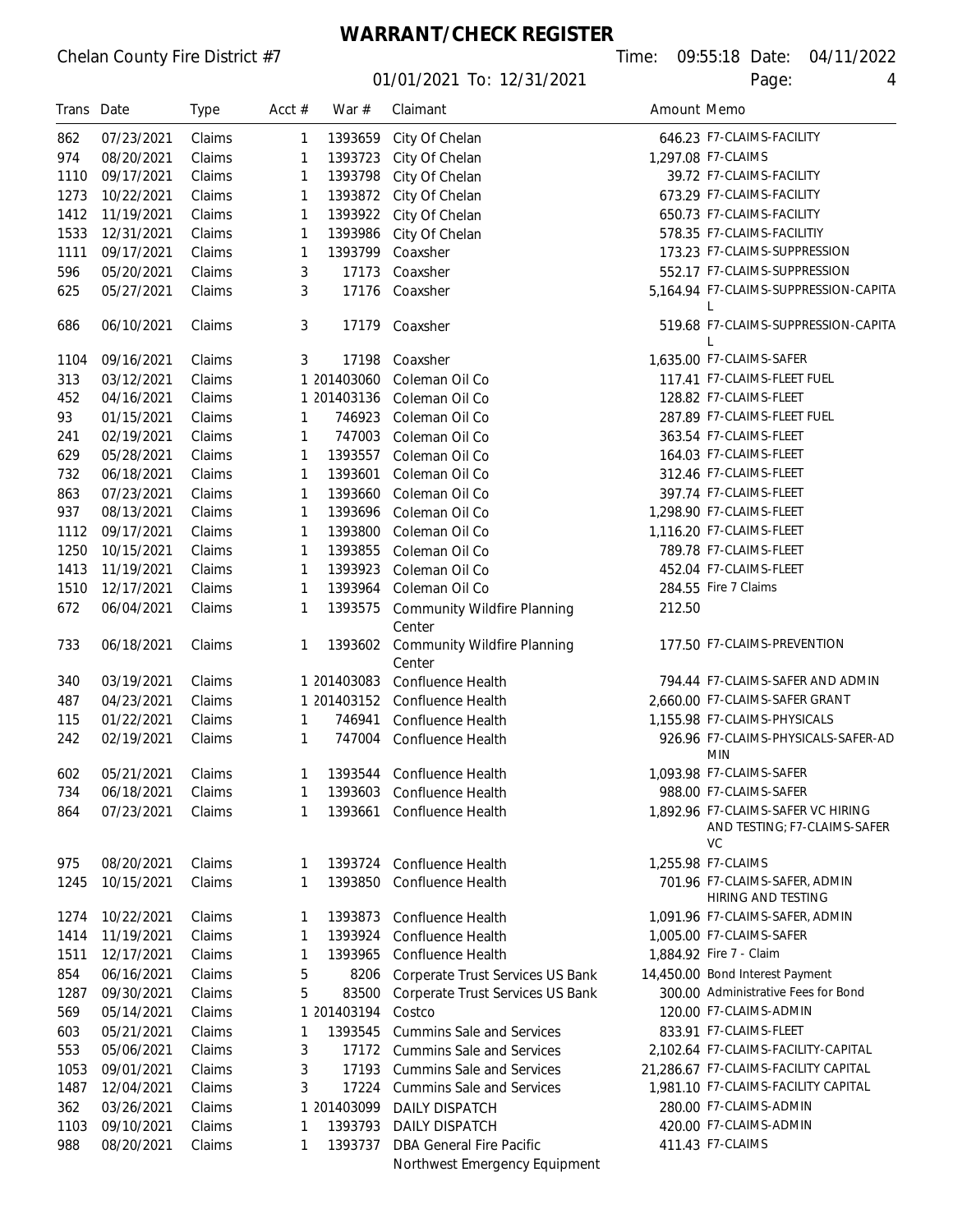# WARRANT/CHECK REGISTER

Chelan County Fire District #7

Time: 09:55:18 Date: 04/11/2022

01/01/2021 To: 12/31/2021

| Trans | Date | Type | Acct # | War # | Claimant | Amount | Memo |
|---|---|---|---|---|---|---|---|
| 862 | 07/23/2021 | Claims | 1 | 1393659 | City Of Chelan | 646.23 | F7-CLAIMS-FACILITY |
| 974 | 08/20/2021 | Claims | 1 | 1393723 | City Of Chelan | 1,297.08 | F7-CLAIMS |
| 1110 | 09/17/2021 | Claims | 1 | 1393798 | City Of Chelan | 39.72 | F7-CLAIMS-FACILITY |
| 1273 | 10/22/2021 | Claims | 1 | 1393872 | City Of Chelan | 673.29 | F7-CLAIMS-FACILITY |
| 1412 | 11/19/2021 | Claims | 1 | 1393922 | City Of Chelan | 650.73 | F7-CLAIMS-FACILITY |
| 1533 | 12/31/2021 | Claims | 1 | 1393986 | City Of Chelan | 578.35 | F7-CLAIMS-FACILITIY |
| 1111 | 09/17/2021 | Claims | 1 | 1393799 | Coaxsher | 173.23 | F7-CLAIMS-SUPPRESSION |
| 596 | 05/20/2021 | Claims | 3 | 17173 | Coaxsher | 552.17 | F7-CLAIMS-SUPPRESSION |
| 625 | 05/27/2021 | Claims | 3 | 17176 | Coaxsher | 5,164.94 | F7-CLAIMS-SUPPRESSION-CAPITAL |
| 686 | 06/10/2021 | Claims | 3 | 17179 | Coaxsher | 519.68 | F7-CLAIMS-SUPPRESSION-CAPITAL |
| 1104 | 09/16/2021 | Claims | 3 | 17198 | Coaxsher | 1,635.00 | F7-CLAIMS-SAFER |
| 313 | 03/12/2021 | Claims | 1 | 201403060 | Coleman Oil Co | 117.41 | F7-CLAIMS-FLEET FUEL |
| 452 | 04/16/2021 | Claims | 1 | 201403136 | Coleman Oil Co | 128.82 | F7-CLAIMS-FLEET |
| 93 | 01/15/2021 | Claims | 1 | 746923 | Coleman Oil Co | 287.89 | F7-CLAIMS-FLEET FUEL |
| 241 | 02/19/2021 | Claims | 1 | 747003 | Coleman Oil Co | 363.54 | F7-CLAIMS-FLEET |
| 629 | 05/28/2021 | Claims | 1 | 1393557 | Coleman Oil Co | 164.03 | F7-CLAIMS-FLEET |
| 732 | 06/18/2021 | Claims | 1 | 1393601 | Coleman Oil Co | 312.46 | F7-CLAIMS-FLEET |
| 863 | 07/23/2021 | Claims | 1 | 1393660 | Coleman Oil Co | 397.74 | F7-CLAIMS-FLEET |
| 937 | 08/13/2021 | Claims | 1 | 1393696 | Coleman Oil Co | 1,298.90 | F7-CLAIMS-FLEET |
| 1112 | 09/17/2021 | Claims | 1 | 1393800 | Coleman Oil Co | 1,116.20 | F7-CLAIMS-FLEET |
| 1250 | 10/15/2021 | Claims | 1 | 1393855 | Coleman Oil Co | 789.78 | F7-CLAIMS-FLEET |
| 1413 | 11/19/2021 | Claims | 1 | 1393923 | Coleman Oil Co | 452.04 | F7-CLAIMS-FLEET |
| 1510 | 12/17/2021 | Claims | 1 | 1393964 | Coleman Oil Co | 284.55 | Fire 7 Claims |
| 672 | 06/04/2021 | Claims | 1 | 1393575 | Community Wildfire Planning Center | 212.50 | |
| 733 | 06/18/2021 | Claims | 1 | 1393602 | Community Wildfire Planning Center | 177.50 | F7-CLAIMS-PREVENTION |
| 340 | 03/19/2021 | Claims | 1 | 201403083 | Confluence Health | 794.44 | F7-CLAIMS-SAFER AND ADMIN |
| 487 | 04/23/2021 | Claims | 1 | 201403152 | Confluence Health | 2,660.00 | F7-CLAIMS-SAFER GRANT |
| 115 | 01/22/2021 | Claims | 1 | 746941 | Confluence Health | 1,155.98 | F7-CLAIMS-PHYSICALS |
| 242 | 02/19/2021 | Claims | 1 | 747004 | Confluence Health | 926.96 | F7-CLAIMS-PHYSICALS-SAFER-ADMIN |
| 602 | 05/21/2021 | Claims | 1 | 1393544 | Confluence Health | 1,093.98 | F7-CLAIMS-SAFER |
| 734 | 06/18/2021 | Claims | 1 | 1393603 | Confluence Health | 988.00 | F7-CLAIMS-SAFER |
| 864 | 07/23/2021 | Claims | 1 | 1393661 | Confluence Health | 1,892.96 | F7-CLAIMS-SAFER VC HIRING AND TESTING; F7-CLAIMS-SAFER VC |
| 975 | 08/20/2021 | Claims | 1 | 1393724 | Confluence Health | 1,255.98 | F7-CLAIMS |
| 1245 | 10/15/2021 | Claims | 1 | 1393850 | Confluence Health | 701.96 | F7-CLAIMS-SAFER, ADMIN HIRING AND TESTING |
| 1274 | 10/22/2021 | Claims | 1 | 1393873 | Confluence Health | 1,091.96 | F7-CLAIMS-SAFER, ADMIN |
| 1414 | 11/19/2021 | Claims | 1 | 1393924 | Confluence Health | 1,005.00 | F7-CLAIMS-SAFER |
| 1511 | 12/17/2021 | Claims | 1 | 1393965 | Confluence Health | 1,884.92 | Fire 7 - Claim |
| 854 | 06/16/2021 | Claims | 5 | 8206 | Corperate Trust Services US Bank | 14,450.00 | Bond Interest Payment |
| 1287 | 09/30/2021 | Claims | 5 | 83500 | Corperate Trust Services US Bank | 300.00 | Administrative Fees for Bond |
| 569 | 05/14/2021 | Claims | 1 | 201403194 | Costco | 120.00 | F7-CLAIMS-ADMIN |
| 603 | 05/21/2021 | Claims | 1 | 1393545 | Cummins Sale and Services | 833.91 | F7-CLAIMS-FLEET |
| 553 | 05/06/2021 | Claims | 3 | 17172 | Cummins Sale and Services | 2,102.64 | F7-CLAIMS-FACILITY-CAPITAL |
| 1053 | 09/01/2021 | Claims | 3 | 17193 | Cummins Sale and Services | 21,286.67 | F7-CLAIMS-FACILITY CAPITAL |
| 1487 | 12/04/2021 | Claims | 3 | 17224 | Cummins Sale and Services | 1,981.10 | F7-CLAIMS-FACILITY CAPITAL |
| 362 | 03/26/2021 | Claims | 1 | 201403099 | DAILY DISPATCH | 280.00 | F7-CLAIMS-ADMIN |
| 1103 | 09/10/2021 | Claims | 1 | 1393793 | DAILY DISPATCH | 420.00 | F7-CLAIMS-ADMIN |
| 988 | 08/20/2021 | Claims | 1 | 1393737 | DBA General Fire Pacific Northwest Emergency Equipment | 411.43 | F7-CLAIMS |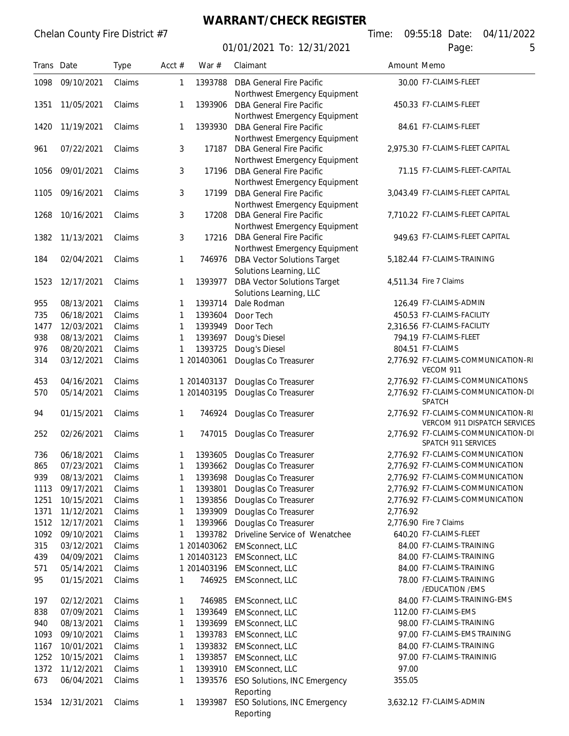# WARRANT/CHECK REGISTER

Chelan County Fire District #7

01/01/2021 To: 12/31/2021

Time: 09:55:18 Date: 04/11/2022

| Trans | Date | Type | Acct # | War # | Claimant | Amount | Memo |
|---|---|---|---|---|---|---|---|
| 1098 | 09/10/2021 | Claims | 1 | 1393788 | DBA General Fire Pacific Northwest Emergency Equipment | 30.00 | F7-CLAIMS-FLEET |
| 1351 | 11/05/2021 | Claims | 1 | 1393906 | DBA General Fire Pacific Northwest Emergency Equipment | 450.33 | F7-CLAIMS-FLEET |
| 1420 | 11/19/2021 | Claims | 1 | 1393930 | DBA General Fire Pacific Northwest Emergency Equipment | 84.61 | F7-CLAIMS-FLEET |
| 961 | 07/22/2021 | Claims | 3 | 17187 | DBA General Fire Pacific Northwest Emergency Equipment | 2,975.30 | F7-CLAIMS-FLEET CAPITAL |
| 1056 | 09/01/2021 | Claims | 3 | 17196 | DBA General Fire Pacific Northwest Emergency Equipment | 71.15 | F7-CLAIMS-FLEET-CAPITAL |
| 1105 | 09/16/2021 | Claims | 3 | 17199 | DBA General Fire Pacific Northwest Emergency Equipment | 3,043.49 | F7-CLAIMS-FLEET CAPITAL |
| 1268 | 10/16/2021 | Claims | 3 | 17208 | DBA General Fire Pacific Northwest Emergency Equipment | 7,710.22 | F7-CLAIMS-FLEET CAPITAL |
| 1382 | 11/13/2021 | Claims | 3 | 17216 | DBA General Fire Pacific Northwest Emergency Equipment | 949.63 | F7-CLAIMS-FLEET CAPITAL |
| 184 | 02/04/2021 | Claims | 1 | 746976 | DBA Vector Solutions Target Solutions Learning, LLC | 5,182.44 | F7-CLAIMS-TRAINING |
| 1523 | 12/17/2021 | Claims | 1 | 1393977 | DBA Vector Solutions Target Solutions Learning, LLC | 4,511.34 | Fire 7 Claims |
| 955 | 08/13/2021 | Claims | 1 | 1393714 | Dale Rodman | 126.49 | F7-CLAIMS-ADMIN |
| 735 | 06/18/2021 | Claims | 1 | 1393604 | Door Tech | 450.53 | F7-CLAIMS-FACILITY |
| 1477 | 12/03/2021 | Claims | 1 | 1393949 | Door Tech | 2,316.56 | F7-CLAIMS-FACILITY |
| 938 | 08/13/2021 | Claims | 1 | 1393697 | Doug's Diesel | 794.19 | F7-CLAIMS-FLEET |
| 976 | 08/20/2021 | Claims | 1 | 1393725 | Doug's Diesel | 804.51 | F7-CLAIMS |
| 314 | 03/12/2021 | Claims | 1 | 201403061 | Douglas Co Treasurer | 2,776.92 | F7-CLAIMS-COMMUNICATION-RIVECOM 911 |
| 453 | 04/16/2021 | Claims | 1 | 201403137 | Douglas Co Treasurer | 2,776.92 | F7-CLAIMS-COMMUNICATIONS |
| 570 | 05/14/2021 | Claims | 1 | 201403195 | Douglas Co Treasurer | 2,776.92 | F7-CLAIMS-COMMUNICATION-DISPATCH |
| 94 | 01/15/2021 | Claims | 1 | 746924 | Douglas Co Treasurer | 2,776.92 | F7-CLAIMS-COMMUNICATION-RIVERCOM 911 DISPATCH SERVICES |
| 252 | 02/26/2021 | Claims | 1 | 747015 | Douglas Co Treasurer | 2,776.92 | F7-CLAIMS-COMMUNICATION-DISPATCH 911 SERVICES |
| 736 | 06/18/2021 | Claims | 1 | 1393605 | Douglas Co Treasurer | 2,776.92 | F7-CLAIMS-COMMUNICATION |
| 865 | 07/23/2021 | Claims | 1 | 1393662 | Douglas Co Treasurer | 2,776.92 | F7-CLAIMS-COMMUNICATION |
| 939 | 08/13/2021 | Claims | 1 | 1393698 | Douglas Co Treasurer | 2,776.92 | F7-CLAIMS-COMMUNICATION |
| 1113 | 09/17/2021 | Claims | 1 | 1393801 | Douglas Co Treasurer | 2,776.92 | F7-CLAIMS-COMMUNICATION |
| 1251 | 10/15/2021 | Claims | 1 | 1393856 | Douglas Co Treasurer | 2,776.92 | F7-CLAIMS-COMMUNICATION |
| 1371 | 11/12/2021 | Claims | 1 | 1393909 | Douglas Co Treasurer | 2,776.92 | |
| 1512 | 12/17/2021 | Claims | 1 | 1393966 | Douglas Co Treasurer | 2,776.90 | Fire 7 Claims |
| 1092 | 09/10/2021 | Claims | 1 | 1393782 | Driveline Service of Wenatchee | 640.20 | F7-CLAIMS-FLEET |
| 315 | 03/12/2021 | Claims | 1 | 201403062 | EMSconnect, LLC | 84.00 | F7-CLAIMS-TRAINING |
| 439 | 04/09/2021 | Claims | 1 | 201403123 | EMSconnect, LLC | 84.00 | F7-CLAIMS-TRAINING |
| 571 | 05/14/2021 | Claims | 1 | 201403196 | EMSconnect, LLC | 84.00 | F7-CLAIMS-TRAINING |
| 95 | 01/15/2021 | Claims | 1 | 746925 | EMSconnect, LLC | 78.00 | F7-CLAIMS-TRAINING /EDUCATION /EMS |
| 197 | 02/12/2021 | Claims | 1 | 746985 | EMSconnect, LLC | 84.00 | F7-CLAIMS-TRAINING-EMS |
| 838 | 07/09/2021 | Claims | 1 | 1393649 | EMSconnect, LLC | 112.00 | F7-CLAIMS-EMS |
| 940 | 08/13/2021 | Claims | 1 | 1393699 | EMSconnect, LLC | 98.00 | F7-CLAIMS-TRAINING |
| 1093 | 09/10/2021 | Claims | 1 | 1393783 | EMSconnect, LLC | 97.00 | F7-CLAIMS-EMS TRAINING |
| 1167 | 10/01/2021 | Claims | 1 | 1393832 | EMSconnect, LLC | 84.00 | F7-CLAIMS-TRAINING |
| 1252 | 10/15/2021 | Claims | 1 | 1393857 | EMSconnect, LLC | 97.00 | F7-CLAIMS-TRAININIG |
| 1372 | 11/12/2021 | Claims | 1 | 1393910 | EMSconnect, LLC | 97.00 | |
| 673 | 06/04/2021 | Claims | 1 | 1393576 | ESO Solutions, INC Emergency Reporting | 355.05 | |
| 1534 | 12/31/2021 | Claims | 1 | 1393987 | ESO Solutions, INC Emergency Reporting | 3,632.12 | F7-CLAIMS-ADMIN |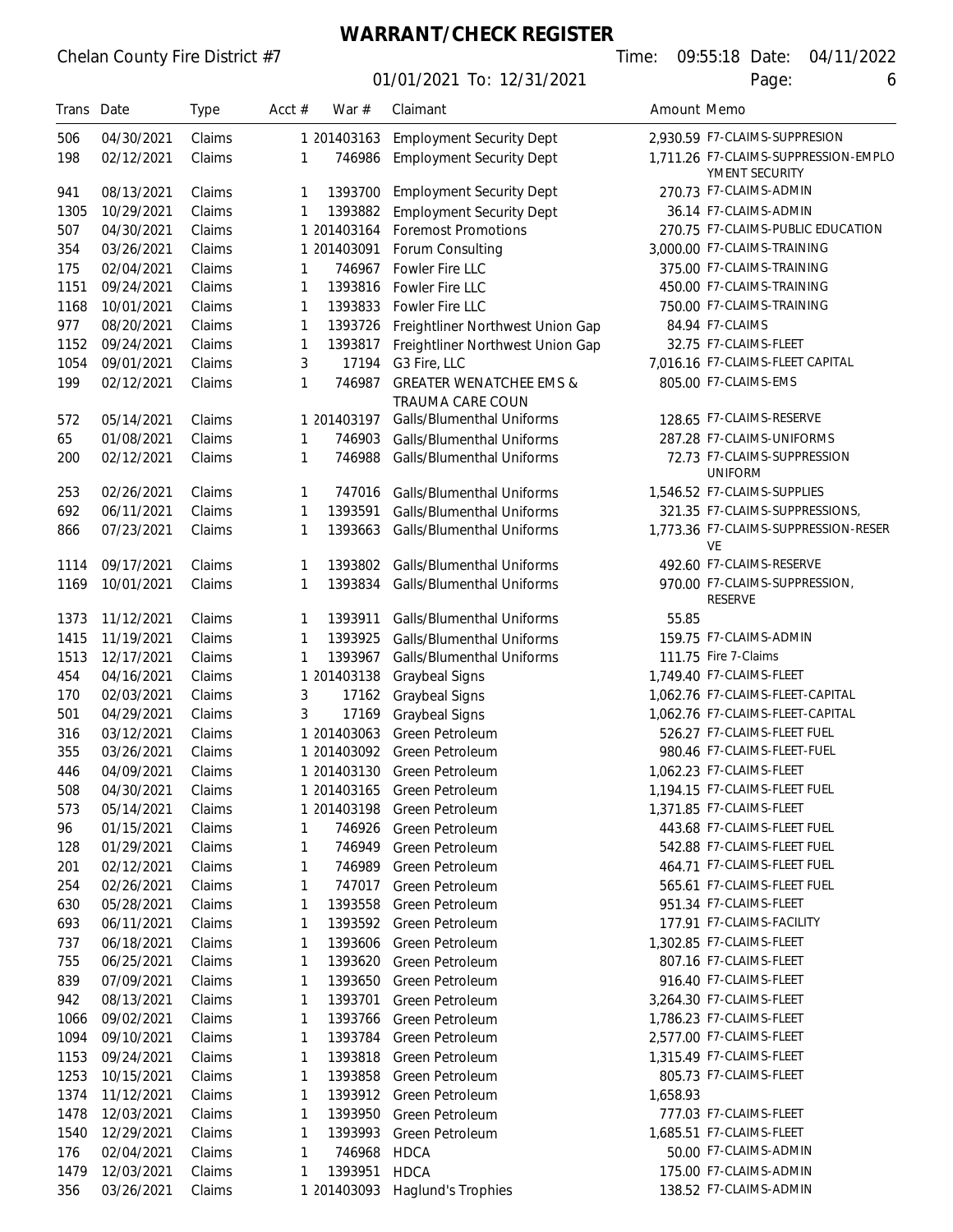# WARRANT/CHECK REGISTER

Chelan County Fire District #7

01/01/2021 To: 12/31/2021

Time: 09:55:18 Date: 04/11/2022

| Trans | Date | Type | Acct # | War # | Claimant | Amount | Memo |
|---|---|---|---|---|---|---|---|
| 506 | 04/30/2021 | Claims | 1 | 201403163 | Employment Security Dept | 2,930.59 | F7-CLAIMS-SUPPRESION |
| 198 | 02/12/2021 | Claims | 1 | 746986 | Employment Security Dept | 1,711.26 | F7-CLAIMS-SUPPRESSION-EMPLOYMENT SECURITY |
| 941 | 08/13/2021 | Claims | 1 | 1393700 | Employment Security Dept | 270.73 | F7-CLAIMS-ADMIN |
| 1305 | 10/29/2021 | Claims | 1 | 1393882 | Employment Security Dept | 36.14 | F7-CLAIMS-ADMIN |
| 507 | 04/30/2021 | Claims | 1 | 201403164 | Foremost Promotions | 270.75 | F7-CLAIMS-PUBLIC EDUCATION |
| 354 | 03/26/2021 | Claims | 1 | 201403091 | Forum Consulting | 3,000.00 | F7-CLAIMS-TRAINING |
| 175 | 02/04/2021 | Claims | 1 | 746967 | Fowler Fire LLC | 375.00 | F7-CLAIMS-TRAINING |
| 1151 | 09/24/2021 | Claims | 1 | 1393816 | Fowler Fire LLC | 450.00 | F7-CLAIMS-TRAINING |
| 1168 | 10/01/2021 | Claims | 1 | 1393833 | Fowler Fire LLC | 750.00 | F7-CLAIMS-TRAINING |
| 977 | 08/20/2021 | Claims | 1 | 1393726 | Freightliner Northwest Union Gap | 84.94 | F7-CLAIMS |
| 1152 | 09/24/2021 | Claims | 1 | 1393817 | Freightliner Northwest Union Gap | 32.75 | F7-CLAIMS-FLEET |
| 1054 | 09/01/2021 | Claims | 3 | 17194 | G3 Fire, LLC | 7,016.16 | F7-CLAIMS-FLEET CAPITAL |
| 199 | 02/12/2021 | Claims | 1 | 746987 | GREATER WENATCHEE EMS & TRAUMA CARE COUN | 805.00 | F7-CLAIMS-EMS |
| 572 | 05/14/2021 | Claims | 1 | 201403197 | Galls/Blumenthal Uniforms | 128.65 | F7-CLAIMS-RESERVE |
| 65 | 01/08/2021 | Claims | 1 | 746903 | Galls/Blumenthal Uniforms | 287.28 | F7-CLAIMS-UNIFORMS |
| 200 | 02/12/2021 | Claims | 1 | 746988 | Galls/Blumenthal Uniforms | 72.73 | F7-CLAIMS-SUPPRESSION UNIFORM |
| 253 | 02/26/2021 | Claims | 1 | 747016 | Galls/Blumenthal Uniforms | 1,546.52 | F7-CLAIMS-SUPPLIES |
| 692 | 06/11/2021 | Claims | 1 | 1393591 | Galls/Blumenthal Uniforms | 321.35 | F7-CLAIMS-SUPPRESSIONS, |
| 866 | 07/23/2021 | Claims | 1 | 1393663 | Galls/Blumenthal Uniforms | 1,773.36 | F7-CLAIMS-SUPPRESSION-RESERVE |
| 1114 | 09/17/2021 | Claims | 1 | 1393802 | Galls/Blumenthal Uniforms | 492.60 | F7-CLAIMS-RESERVE |
| 1169 | 10/01/2021 | Claims | 1 | 1393834 | Galls/Blumenthal Uniforms | 970.00 | F7-CLAIMS-SUPPRESSION, RESERVE |
| 1373 | 11/12/2021 | Claims | 1 | 1393911 | Galls/Blumenthal Uniforms | 55.85 | |
| 1415 | 11/19/2021 | Claims | 1 | 1393925 | Galls/Blumenthal Uniforms | 159.75 | F7-CLAIMS-ADMIN |
| 1513 | 12/17/2021 | Claims | 1 | 1393967 | Galls/Blumenthal Uniforms | 111.75 | Fire 7-Claims |
| 454 | 04/16/2021 | Claims | 1 | 201403138 | Graybeal Signs | 1,749.40 | F7-CLAIMS-FLEET |
| 170 | 02/03/2021 | Claims | 3 | 17162 | Graybeal Signs | 1,062.76 | F7-CLAIMS-FLEET-CAPITAL |
| 501 | 04/29/2021 | Claims | 3 | 17169 | Graybeal Signs | 1,062.76 | F7-CLAIMS-FLEET-CAPITAL |
| 316 | 03/12/2021 | Claims | 1 | 201403063 | Green Petroleum | 526.27 | F7-CLAIMS-FLEET FUEL |
| 355 | 03/26/2021 | Claims | 1 | 201403092 | Green Petroleum | 980.46 | F7-CLAIMS-FLEET-FUEL |
| 446 | 04/09/2021 | Claims | 1 | 201403130 | Green Petroleum | 1,062.23 | F7-CLAIMS-FLEET |
| 508 | 04/30/2021 | Claims | 1 | 201403165 | Green Petroleum | 1,194.15 | F7-CLAIMS-FLEET FUEL |
| 573 | 05/14/2021 | Claims | 1 | 201403198 | Green Petroleum | 1,371.85 | F7-CLAIMS-FLEET |
| 96 | 01/15/2021 | Claims | 1 | 746926 | Green Petroleum | 443.68 | F7-CLAIMS-FLEET FUEL |
| 128 | 01/29/2021 | Claims | 1 | 746949 | Green Petroleum | 542.88 | F7-CLAIMS-FLEET FUEL |
| 201 | 02/12/2021 | Claims | 1 | 746989 | Green Petroleum | 464.71 | F7-CLAIMS-FLEET FUEL |
| 254 | 02/26/2021 | Claims | 1 | 747017 | Green Petroleum | 565.61 | F7-CLAIMS-FLEET FUEL |
| 630 | 05/28/2021 | Claims | 1 | 1393558 | Green Petroleum | 951.34 | F7-CLAIMS-FLEET |
| 693 | 06/11/2021 | Claims | 1 | 1393592 | Green Petroleum | 177.91 | F7-CLAIMS-FACILITY |
| 737 | 06/18/2021 | Claims | 1 | 1393606 | Green Petroleum | 1,302.85 | F7-CLAIMS-FLEET |
| 755 | 06/25/2021 | Claims | 1 | 1393620 | Green Petroleum | 807.16 | F7-CLAIMS-FLEET |
| 839 | 07/09/2021 | Claims | 1 | 1393650 | Green Petroleum | 916.40 | F7-CLAIMS-FLEET |
| 942 | 08/13/2021 | Claims | 1 | 1393701 | Green Petroleum | 3,264.30 | F7-CLAIMS-FLEET |
| 1066 | 09/02/2021 | Claims | 1 | 1393766 | Green Petroleum | 1,786.23 | F7-CLAIMS-FLEET |
| 1094 | 09/10/2021 | Claims | 1 | 1393784 | Green Petroleum | 2,577.00 | F7-CLAIMS-FLEET |
| 1153 | 09/24/2021 | Claims | 1 | 1393818 | Green Petroleum | 1,315.49 | F7-CLAIMS-FLEET |
| 1253 | 10/15/2021 | Claims | 1 | 1393858 | Green Petroleum | 805.73 | F7-CLAIMS-FLEET |
| 1374 | 11/12/2021 | Claims | 1 | 1393912 | Green Petroleum | 1,658.93 | |
| 1478 | 12/03/2021 | Claims | 1 | 1393950 | Green Petroleum | 777.03 | F7-CLAIMS-FLEET |
| 1540 | 12/29/2021 | Claims | 1 | 1393993 | Green Petroleum | 1,685.51 | F7-CLAIMS-FLEET |
| 176 | 02/04/2021 | Claims | 1 | 746968 | HDCA | 50.00 | F7-CLAIMS-ADMIN |
| 1479 | 12/03/2021 | Claims | 1 | 1393951 | HDCA | 175.00 | F7-CLAIMS-ADMIN |
| 356 | 03/26/2021 | Claims | 1 | 201403093 | Haglund's Trophies | 138.52 | F7-CLAIMS-ADMIN |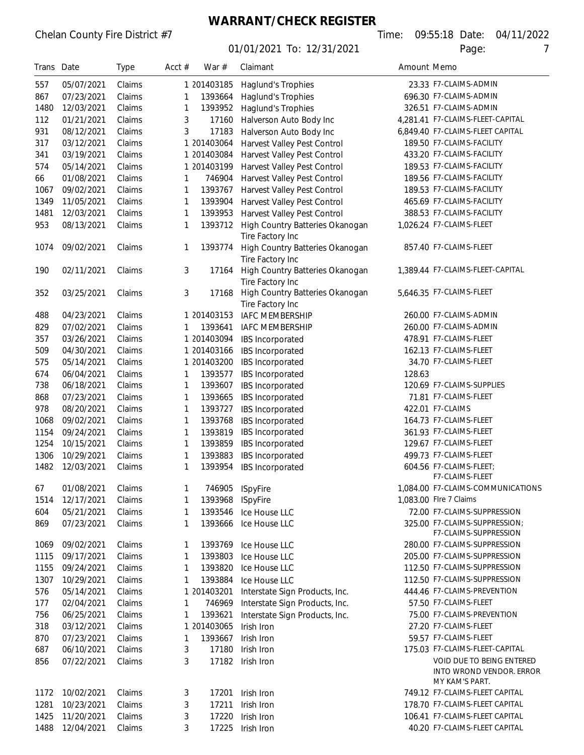# WARRANT/CHECK REGISTER

Chelan County Fire District #7

Time: 09:55:18 Date: 04/11/2022

01/01/2021 To: 12/31/2021

| Trans | Date | Type | Acct # | War # | Claimant | Amount | Memo |
|---|---|---|---|---|---|---|---|
| 557 | 05/07/2021 | Claims | 1 | 201403185 | Haglund's Trophies | 23.33 | F7-CLAIMS-ADMIN |
| 867 | 07/23/2021 | Claims | 1 | 1393664 | Haglund's Trophies | 696.30 | F7-CLAIMS-ADMIN |
| 1480 | 12/03/2021 | Claims | 1 | 1393952 | Haglund's Trophies | 326.51 | F7-CLAIMS-ADMIN |
| 112 | 01/21/2021 | Claims | 3 | 17160 | Halverson Auto Body Inc | 4,281.41 | F7-CLAIMS-FLEET-CAPITAL |
| 931 | 08/12/2021 | Claims | 3 | 17183 | Halverson Auto Body Inc | 6,849.40 | F7-CLAIMS-FLEET CAPITAL |
| 317 | 03/12/2021 | Claims | 1 | 201403064 | Harvest Valley Pest Control | 189.50 | F7-CLAIMS-FACILITY |
| 341 | 03/19/2021 | Claims | 1 | 201403084 | Harvest Valley Pest Control | 433.20 | F7-CLAIMS-FACILITY |
| 574 | 05/14/2021 | Claims | 1 | 201403199 | Harvest Valley Pest Control | 189.53 | F7-CLAIMS-FACILITY |
| 66 | 01/08/2021 | Claims | 1 | 746904 | Harvest Valley Pest Control | 189.56 | F7-CLAIMS-FACILITY |
| 1067 | 09/02/2021 | Claims | 1 | 1393767 | Harvest Valley Pest Control | 189.53 | F7-CLAIMS-FACILITY |
| 1349 | 11/05/2021 | Claims | 1 | 1393904 | Harvest Valley Pest Control | 465.69 | F7-CLAIMS-FACILITY |
| 1481 | 12/03/2021 | Claims | 1 | 1393953 | Harvest Valley Pest Control | 388.53 | F7-CLAIMS-FACILITY |
| 953 | 08/13/2021 | Claims | 1 | 1393712 | High Country Batteries Okanogan Tire Factory Inc | 1,026.24 | F7-CLAIMS-FLEET |
| 1074 | 09/02/2021 | Claims | 1 | 1393774 | High Country Batteries Okanogan Tire Factory Inc | 857.40 | F7-CLAIMS-FLEET |
| 190 | 02/11/2021 | Claims | 3 | 17164 | High Country Batteries Okanogan Tire Factory Inc | 1,389.44 | F7-CLAIMS-FLEET-CAPITAL |
| 352 | 03/25/2021 | Claims | 3 | 17168 | High Country Batteries Okanogan Tire Factory Inc | 5,646.35 | F7-CLAIMS-FLEET |
| 488 | 04/23/2021 | Claims | 1 | 201403153 | IAFC MEMBERSHIP | 260.00 | F7-CLAIMS-ADMIN |
| 829 | 07/02/2021 | Claims | 1 | 1393641 | IAFC MEMBERSHIP | 260.00 | F7-CLAIMS-ADMIN |
| 357 | 03/26/2021 | Claims | 1 | 201403094 | IBS Incorporated | 478.91 | F7-CLAIMS-FLEET |
| 509 | 04/30/2021 | Claims | 1 | 201403166 | IBS Incorporated | 162.13 | F7-CLAIMS-FLEET |
| 575 | 05/14/2021 | Claims | 1 | 201403200 | IBS Incorporated | 34.70 | F7-CLAIMS-FLEET |
| 674 | 06/04/2021 | Claims | 1 | 1393577 | IBS Incorporated | 128.63 | |
| 738 | 06/18/2021 | Claims | 1 | 1393607 | IBS Incorporated | 120.69 | F7-CLAIMS-SUPPLIES |
| 868 | 07/23/2021 | Claims | 1 | 1393665 | IBS Incorporated | 71.81 | F7-CLAIMS-FLEET |
| 978 | 08/20/2021 | Claims | 1 | 1393727 | IBS Incorporated | 422.01 | F7-CLAIMS |
| 1068 | 09/02/2021 | Claims | 1 | 1393768 | IBS Incorporated | 164.73 | F7-CLAIMS-FLEET |
| 1154 | 09/24/2021 | Claims | 1 | 1393819 | IBS Incorporated | 361.93 | F7-CLAIMS-FLEET |
| 1254 | 10/15/2021 | Claims | 1 | 1393859 | IBS Incorporated | 129.67 | F7-CLAIMS-FLEET |
| 1306 | 10/29/2021 | Claims | 1 | 1393883 | IBS Incorporated | 499.73 | F7-CLAIMS-FLEET |
| 1482 | 12/03/2021 | Claims | 1 | 1393954 | IBS Incorporated | 604.56 | F7-CLAIMS-FLEET; F7-CLAIMS-FLEET |
| 67 | 01/08/2021 | Claims | 1 | 746905 | ISpyFire | 1,084.00 | F7-CLAIMS-COMMUNICATIONS |
| 1514 | 12/17/2021 | Claims | 1 | 1393968 | ISpyFire | 1,083.00 | FIre 7 Claims |
| 604 | 05/21/2021 | Claims | 1 | 1393546 | Ice House LLC | 72.00 | F7-CLAIMS-SUPPRESSION |
| 869 | 07/23/2021 | Claims | 1 | 1393666 | Ice House LLC | 325.00 | F7-CLAIMS-SUPPRESSION; F7-CLAIMS-SUPPRESSION |
| 1069 | 09/02/2021 | Claims | 1 | 1393769 | Ice House LLC | 280.00 | F7-CLAIMS-SUPPRESSION |
| 1115 | 09/17/2021 | Claims | 1 | 1393803 | Ice House LLC | 205.00 | F7-CLAIMS-SUPPRESSION |
| 1155 | 09/24/2021 | Claims | 1 | 1393820 | Ice House LLC | 112.50 | F7-CLAIMS-SUPPRESSION |
| 1307 | 10/29/2021 | Claims | 1 | 1393884 | Ice House LLC | 112.50 | F7-CLAIMS-SUPPRESSION |
| 576 | 05/14/2021 | Claims | 1 | 201403201 | Interstate Sign Products, Inc. | 444.46 | F7-CLAIMS-PREVENTION |
| 177 | 02/04/2021 | Claims | 1 | 746969 | Interstate Sign Products, Inc. | 57.50 | F7-CLAIMS-FLEET |
| 756 | 06/25/2021 | Claims | 1 | 1393621 | Interstate Sign Products, Inc. | 75.00 | F7-CLAIMS-PREVENTION |
| 318 | 03/12/2021 | Claims | 1 | 201403065 | Irish Iron | 27.20 | F7-CLAIMS-FLEET |
| 870 | 07/23/2021 | Claims | 1 | 1393667 | Irish Iron | 59.57 | F7-CLAIMS-FLEET |
| 687 | 06/10/2021 | Claims | 3 | 17180 | Irish Iron | 175.03 | F7-CLAIMS-FLEET-CAPITAL |
| 856 | 07/22/2021 | Claims | 3 | 17182 | Irish Iron | | VOID DUE TO BEING ENTERED INTO WROND VENDOR. ERROR MY KAM'S PART. |
| 1172 | 10/02/2021 | Claims | 3 | 17201 | Irish Iron | 749.12 | F7-CLAIMS-FLEET CAPITAL |
| 1281 | 10/23/2021 | Claims | 3 | 17211 | Irish Iron | 178.70 | F7-CLAIMS-FLEET CAPITAL |
| 1425 | 11/20/2021 | Claims | 3 | 17220 | Irish Iron | 106.41 | F7-CLAIMS-FLEET CAPITAL |
| 1488 | 12/04/2021 | Claims | 3 | 17225 | Irish Iron | 40.20 | F7-CLAIMS-FLEET CAPITAL |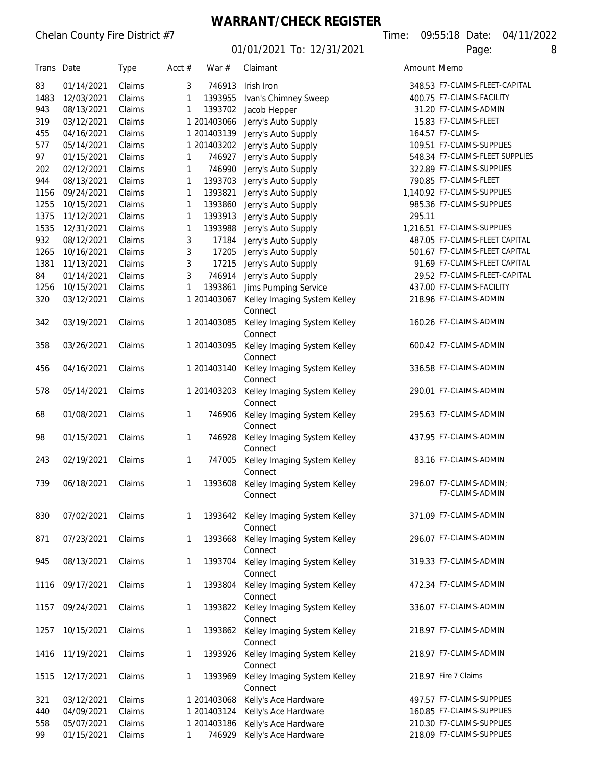# WARRANT/CHECK REGISTER

Chelan County Fire District #7

01/01/2021 To: 12/31/2021

Time: 09:55:18 Date: 04/11/2022

| Trans | Date | Type | Acct # | War # | Claimant | Amount | Memo |
|---|---|---|---|---|---|---|---|
| 83 | 01/14/2021 | Claims | 3 | 746913 | Irish Iron | 348.53 | F7-CLAIMS-FLEET-CAPITAL |
| 1483 | 12/03/2021 | Claims | 1 | 1393955 | Ivan's Chimney Sweep | 400.75 | F7-CLAIMS-FACILITY |
| 943 | 08/13/2021 | Claims | 1 | 1393702 | Jacob Hepper | 31.20 | F7-CLAIMS-ADMIN |
| 319 | 03/12/2021 | Claims | 1 | 201403066 | Jerry's Auto Supply | 15.83 | F7-CLAIMS-FLEET |
| 455 | 04/16/2021 | Claims | 1 | 201403139 | Jerry's Auto Supply | 164.57 | F7-CLAIMS- |
| 577 | 05/14/2021 | Claims | 1 | 201403202 | Jerry's Auto Supply | 109.51 | F7-CLAIMS-SUPPLIES |
| 97 | 01/15/2021 | Claims | 1 | 746927 | Jerry's Auto Supply | 548.34 | F7-CLAIMS-FLEET SUPPLIES |
| 202 | 02/12/2021 | Claims | 1 | 746990 | Jerry's Auto Supply | 322.89 | F7-CLAIMS-SUPPLIES |
| 944 | 08/13/2021 | Claims | 1 | 1393703 | Jerry's Auto Supply | 790.85 | F7-CLAIMS-FLEET |
| 1156 | 09/24/2021 | Claims | 1 | 1393821 | Jerry's Auto Supply | 1,140.92 | F7-CLAIMS-SUPPLIES |
| 1255 | 10/15/2021 | Claims | 1 | 1393860 | Jerry's Auto Supply | 985.36 | F7-CLAIMS-SUPPLIES |
| 1375 | 11/12/2021 | Claims | 1 | 1393913 | Jerry's Auto Supply | 295.11 | |
| 1535 | 12/31/2021 | Claims | 1 | 1393988 | Jerry's Auto Supply | 1,216.51 | F7-CLAIMS-SUPPLIES |
| 932 | 08/12/2021 | Claims | 3 | 17184 | Jerry's Auto Supply | 487.05 | F7-CLAIMS-FLEET CAPITAL |
| 1265 | 10/16/2021 | Claims | 3 | 17205 | Jerry's Auto Supply | 501.67 | F7-CLAIMS-FLEET CAPITAL |
| 1381 | 11/13/2021 | Claims | 3 | 17215 | Jerry's Auto Supply | 91.69 | F7-CLAIMS-FLEET CAPITAL |
| 84 | 01/14/2021 | Claims | 3 | 746914 | Jerry's Auto Supply | 29.52 | F7-CLAIMS-FLEET-CAPITAL |
| 1256 | 10/15/2021 | Claims | 1 | 1393861 | Jims Pumping Service | 437.00 | F7-CLAIMS-FACILITY |
| 320 | 03/12/2021 | Claims | 1 | 201403067 | Kelley Imaging System Kelley Connect | 218.96 | F7-CLAIMS-ADMIN |
| 342 | 03/19/2021 | Claims | 1 | 201403085 | Kelley Imaging System Kelley Connect | 160.26 | F7-CLAIMS-ADMIN |
| 358 | 03/26/2021 | Claims | 1 | 201403095 | Kelley Imaging System Kelley Connect | 600.42 | F7-CLAIMS-ADMIN |
| 456 | 04/16/2021 | Claims | 1 | 201403140 | Kelley Imaging System Kelley Connect | 336.58 | F7-CLAIMS-ADMIN |
| 578 | 05/14/2021 | Claims | 1 | 201403203 | Kelley Imaging System Kelley Connect | 290.01 | F7-CLAIMS-ADMIN |
| 68 | 01/08/2021 | Claims | 1 | 746906 | Kelley Imaging System Kelley Connect | 295.63 | F7-CLAIMS-ADMIN |
| 98 | 01/15/2021 | Claims | 1 | 746928 | Kelley Imaging System Kelley Connect | 437.95 | F7-CLAIMS-ADMIN |
| 243 | 02/19/2021 | Claims | 1 | 747005 | Kelley Imaging System Kelley Connect | 83.16 | F7-CLAIMS-ADMIN |
| 739 | 06/18/2021 | Claims | 1 | 1393608 | Kelley Imaging System Kelley Connect | 296.07 | F7-CLAIMS-ADMIN; F7-CLAIMS-ADMIN |
| 830 | 07/02/2021 | Claims | 1 | 1393642 | Kelley Imaging System Kelley Connect | 371.09 | F7-CLAIMS-ADMIN |
| 871 | 07/23/2021 | Claims | 1 | 1393668 | Kelley Imaging System Kelley Connect | 296.07 | F7-CLAIMS-ADMIN |
| 945 | 08/13/2021 | Claims | 1 | 1393704 | Kelley Imaging System Kelley Connect | 319.33 | F7-CLAIMS-ADMIN |
| 1116 | 09/17/2021 | Claims | 1 | 1393804 | Kelley Imaging System Kelley Connect | 472.34 | F7-CLAIMS-ADMIN |
| 1157 | 09/24/2021 | Claims | 1 | 1393822 | Kelley Imaging System Kelley Connect | 336.07 | F7-CLAIMS-ADMIN |
| 1257 | 10/15/2021 | Claims | 1 | 1393862 | Kelley Imaging System Kelley Connect | 218.97 | F7-CLAIMS-ADMIN |
| 1416 | 11/19/2021 | Claims | 1 | 1393926 | Kelley Imaging System Kelley Connect | 218.97 | F7-CLAIMS-ADMIN |
| 1515 | 12/17/2021 | Claims | 1 | 1393969 | Kelley Imaging System Kelley Connect | 218.97 | Fire 7 Claims |
| 321 | 03/12/2021 | Claims | 1 | 201403068 | Kelly's Ace Hardware | 497.57 | F7-CLAIMS-SUPPLIES |
| 440 | 04/09/2021 | Claims | 1 | 201403124 | Kelly's Ace Hardware | 160.85 | F7-CLAIMS-SUPPLIES |
| 558 | 05/07/2021 | Claims | 1 | 201403186 | Kelly's Ace Hardware | 210.30 | F7-CLAIMS-SUPPLIES |
| 99 | 01/15/2021 | Claims | 1 | 746929 | Kelly's Ace Hardware | 218.09 | F7-CLAIMS-SUPPLIES |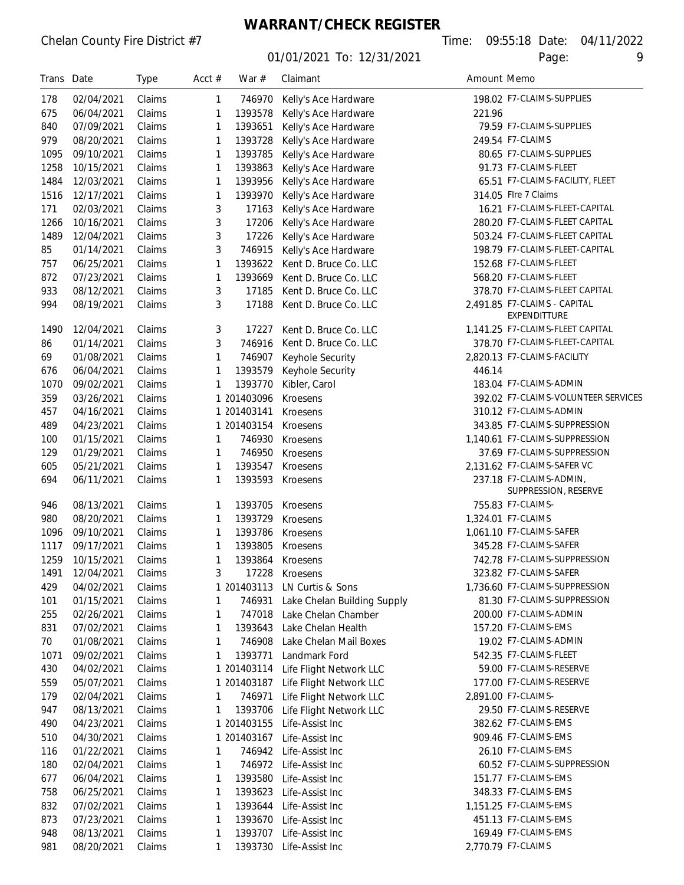# WARRANT/CHECK REGISTER

Chelan County Fire District #7

01/01/2021 To: 12/31/2021

Time: 09:55:18 Date: 04/11/2022

| Trans | Date | Type | Acct # | War # | Claimant | Amount | Memo |
|---|---|---|---|---|---|---|---|
| 178 | 02/04/2021 | Claims | 1 | 746970 | Kelly's Ace Hardware | 198.02 | F7-CLAIMS-SUPPLIES |
| 675 | 06/04/2021 | Claims | 1 | 1393578 | Kelly's Ace Hardware | 221.96 | |
| 840 | 07/09/2021 | Claims | 1 | 1393651 | Kelly's Ace Hardware | 79.59 | F7-CLAIMS-SUPPLIES |
| 979 | 08/20/2021 | Claims | 1 | 1393728 | Kelly's Ace Hardware | 249.54 | F7-CLAIMS |
| 1095 | 09/10/2021 | Claims | 1 | 1393785 | Kelly's Ace Hardware | 80.65 | F7-CLAIMS-SUPPLIES |
| 1258 | 10/15/2021 | Claims | 1 | 1393863 | Kelly's Ace Hardware | 91.73 | F7-CLAIMS-FLEET |
| 1484 | 12/03/2021 | Claims | 1 | 1393956 | Kelly's Ace Hardware | 65.51 | F7-CLAIMS-FACILITY, FLEET |
| 1516 | 12/17/2021 | Claims | 1 | 1393970 | Kelly's Ace Hardware | 314.05 | FIre 7 Claims |
| 171 | 02/03/2021 | Claims | 3 | 17163 | Kelly's Ace Hardware | 16.21 | F7-CLAIMS-FLEET-CAPITAL |
| 1266 | 10/16/2021 | Claims | 3 | 17206 | Kelly's Ace Hardware | 280.20 | F7-CLAIMS-FLEET CAPITAL |
| 1489 | 12/04/2021 | Claims | 3 | 17226 | Kelly's Ace Hardware | 503.24 | F7-CLAIMS-FLEET CAPITAL |
| 85 | 01/14/2021 | Claims | 3 | 746915 | Kelly's Ace Hardware | 198.79 | F7-CLAIMS-FLEET-CAPITAL |
| 757 | 06/25/2021 | Claims | 1 | 1393622 | Kent D. Bruce Co. LLC | 152.68 | F7-CLAIMS-FLEET |
| 872 | 07/23/2021 | Claims | 1 | 1393669 | Kent D. Bruce Co. LLC | 568.20 | F7-CLAIMS-FLEET |
| 933 | 08/12/2021 | Claims | 3 | 17185 | Kent D. Bruce Co. LLC | 378.70 | F7-CLAIMS-FLEET CAPITAL |
| 994 | 08/19/2021 | Claims | 3 | 17188 | Kent D. Bruce Co. LLC | 2,491.85 | F7-CLAIMS - CAPITAL EXPENDITTURE |
| 1490 | 12/04/2021 | Claims | 3 | 17227 | Kent D. Bruce Co. LLC | 1,141.25 | F7-CLAIMS-FLEET CAPITAL |
| 86 | 01/14/2021 | Claims | 3 | 746916 | Kent D. Bruce Co. LLC | 378.70 | F7-CLAIMS-FLEET-CAPITAL |
| 69 | 01/08/2021 | Claims | 1 | 746907 | Keyhole Security | 2,820.13 | F7-CLAIMS-FACILITY |
| 676 | 06/04/2021 | Claims | 1 | 1393579 | Keyhole Security | 446.14 | |
| 1070 | 09/02/2021 | Claims | 1 | 1393770 | Kibler, Carol | 183.04 | F7-CLAIMS-ADMIN |
| 359 | 03/26/2021 | Claims | 1 | 201403096 | Kroesens | 392.02 | F7-CLAIMS-VOLUNTEER SERVICES |
| 457 | 04/16/2021 | Claims | 1 | 201403141 | Kroesens | 310.12 | F7-CLAIMS-ADMIN |
| 489 | 04/23/2021 | Claims | 1 | 201403154 | Kroesens | 343.85 | F7-CLAIMS-SUPPRESSION |
| 100 | 01/15/2021 | Claims | 1 | 746930 | Kroesens | 1,140.61 | F7-CLAIMS-SUPPRESSION |
| 129 | 01/29/2021 | Claims | 1 | 746950 | Kroesens | 37.69 | F7-CLAIMS-SUPPRESSION |
| 605 | 05/21/2021 | Claims | 1 | 1393547 | Kroesens | 2,131.62 | F7-CLAIMS-SAFER VC |
| 694 | 06/11/2021 | Claims | 1 | 1393593 | Kroesens | 237.18 | F7-CLAIMS-ADMIN, SUPPRESSION, RESERVE |
| 946 | 08/13/2021 | Claims | 1 | 1393705 | Kroesens | 755.83 | F7-CLAIMS- |
| 980 | 08/20/2021 | Claims | 1 | 1393729 | Kroesens | 1,324.01 | F7-CLAIMS |
| 1096 | 09/10/2021 | Claims | 1 | 1393786 | Kroesens | 1,061.10 | F7-CLAIMS-SAFER |
| 1117 | 09/17/2021 | Claims | 1 | 1393805 | Kroesens | 345.28 | F7-CLAIMS-SAFER |
| 1259 | 10/15/2021 | Claims | 1 | 1393864 | Kroesens | 742.78 | F7-CLAIMS-SUPPRESSION |
| 1491 | 12/04/2021 | Claims | 3 | 17228 | Kroesens | 323.82 | F7-CLAIMS-SAFER |
| 429 | 04/02/2021 | Claims | 1 | 201403113 | LN Curtis & Sons | 1,736.60 | F7-CLAIMS-SUPPRESSION |
| 101 | 01/15/2021 | Claims | 1 | 746931 | Lake Chelan Building Supply | 81.30 | F7-CLAIMS-SUPPRESSION |
| 255 | 02/26/2021 | Claims | 1 | 747018 | Lake Chelan Chamber | 200.00 | F7-CLAIMS-ADMIN |
| 831 | 07/02/2021 | Claims | 1 | 1393643 | Lake Chelan Health | 157.20 | F7-CLAIMS-EMS |
| 70 | 01/08/2021 | Claims | 1 | 746908 | Lake Chelan Mail Boxes | 19.02 | F7-CLAIMS-ADMIN |
| 1071 | 09/02/2021 | Claims | 1 | 1393771 | Landmark Ford | 542.35 | F7-CLAIMS-FLEET |
| 430 | 04/02/2021 | Claims | 1 | 201403114 | Life Flight Network LLC | 59.00 | F7-CLAIMS-RESERVE |
| 559 | 05/07/2021 | Claims | 1 | 201403187 | Life Flight Network LLC | 177.00 | F7-CLAIMS-RESERVE |
| 179 | 02/04/2021 | Claims | 1 | 746971 | Life Flight Network LLC | 2,891.00 | F7-CLAIMS- |
| 947 | 08/13/2021 | Claims | 1 | 1393706 | Life Flight Network LLC | 29.50 | F7-CLAIMS-RESERVE |
| 490 | 04/23/2021 | Claims | 1 | 201403155 | Life-Assist Inc | 382.62 | F7-CLAIMS-EMS |
| 510 | 04/30/2021 | Claims | 1 | 201403167 | Life-Assist Inc | 909.46 | F7-CLAIMS-EMS |
| 116 | 01/22/2021 | Claims | 1 | 746942 | Life-Assist Inc | 26.10 | F7-CLAIMS-EMS |
| 180 | 02/04/2021 | Claims | 1 | 746972 | Life-Assist Inc | 60.52 | F7-CLAIMS-SUPPRESSION |
| 677 | 06/04/2021 | Claims | 1 | 1393580 | Life-Assist Inc | 151.77 | F7-CLAIMS-EMS |
| 758 | 06/25/2021 | Claims | 1 | 1393623 | Life-Assist Inc | 348.33 | F7-CLAIMS-EMS |
| 832 | 07/02/2021 | Claims | 1 | 1393644 | Life-Assist Inc | 1,151.25 | F7-CLAIMS-EMS |
| 873 | 07/23/2021 | Claims | 1 | 1393670 | Life-Assist Inc | 451.13 | F7-CLAIMS-EMS |
| 948 | 08/13/2021 | Claims | 1 | 1393707 | Life-Assist Inc | 169.49 | F7-CLAIMS-EMS |
| 981 | 08/20/2021 | Claims | 1 | 1393730 | Life-Assist Inc | 2,770.79 | F7-CLAIMS |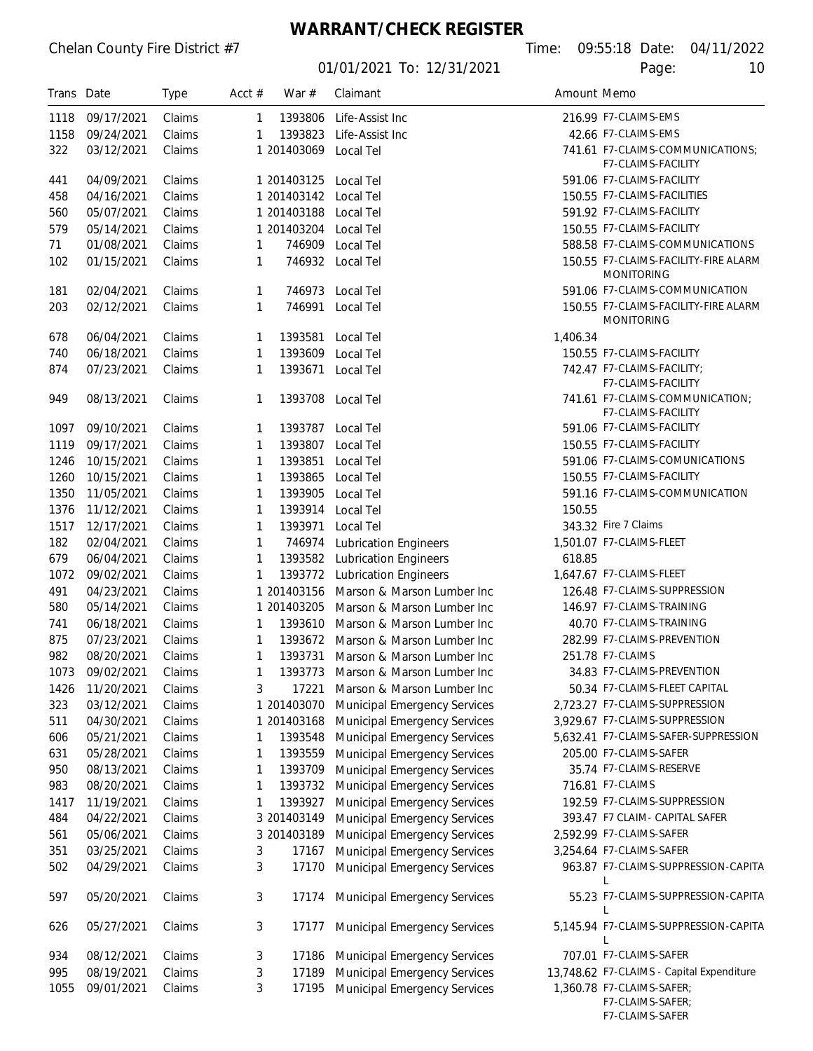# WARRANT/CHECK REGISTER

Chelan County Fire District #7

01/01/2021 To: 12/31/2021

Time: 09:55:18 Date: 04/11/2022

| Trans | Date | Type | Acct # | War # | Claimant | Amount | Memo |
|---|---|---|---|---|---|---|---|
| 1118 | 09/17/2021 | Claims | 1 | 1393806 | Life-Assist Inc | 216.99 | F7-CLAIMS-EMS |
| 1158 | 09/24/2021 | Claims | 1 | 1393823 | Life-Assist Inc | 42.66 | F7-CLAIMS-EMS |
| 322 | 03/12/2021 | Claims | 1 | 201403069 | Local Tel | 741.61 | F7-CLAIMS-COMMUNICATIONS; F7-CLAIMS-FACILITY |
| 441 | 04/09/2021 | Claims | 1 | 201403125 | Local Tel | 591.06 | F7-CLAIMS-FACILITY |
| 458 | 04/16/2021 | Claims | 1 | 201403142 | Local Tel | 150.55 | F7-CLAIMS-FACILITIES |
| 560 | 05/07/2021 | Claims | 1 | 201403188 | Local Tel | 591.92 | F7-CLAIMS-FACILITY |
| 579 | 05/14/2021 | Claims | 1 | 201403204 | Local Tel | 150.55 | F7-CLAIMS-FACILITY |
| 71 | 01/08/2021 | Claims | 1 | 746909 | Local Tel | 588.58 | F7-CLAIMS-COMMUNICATIONS |
| 102 | 01/15/2021 | Claims | 1 | 746932 | Local Tel | 150.55 | F7-CLAIMS-FACILITY-FIRE ALARM MONITORING |
| 181 | 02/04/2021 | Claims | 1 | 746973 | Local Tel | 591.06 | F7-CLAIMS-COMMUNICATION |
| 203 | 02/12/2021 | Claims | 1 | 746991 | Local Tel | 150.55 | F7-CLAIMS-FACILITY-FIRE ALARM MONITORING |
| 678 | 06/04/2021 | Claims | 1 | 1393581 | Local Tel | 1,406.34 | |
| 740 | 06/18/2021 | Claims | 1 | 1393609 | Local Tel | 150.55 | F7-CLAIMS-FACILITY |
| 874 | 07/23/2021 | Claims | 1 | 1393671 | Local Tel | 742.47 | F7-CLAIMS-FACILITY; F7-CLAIMS-FACILITY |
| 949 | 08/13/2021 | Claims | 1 | 1393708 | Local Tel | 741.61 | F7-CLAIMS-COMMUNICATION; F7-CLAIMS-FACILITY |
| 1097 | 09/10/2021 | Claims | 1 | 1393787 | Local Tel | 591.06 | F7-CLAIMS-FACILITY |
| 1119 | 09/17/2021 | Claims | 1 | 1393807 | Local Tel | 150.55 | F7-CLAIMS-FACILITY |
| 1246 | 10/15/2021 | Claims | 1 | 1393851 | Local Tel | 591.06 | F7-CLAIMS-COMUNICATIONS |
| 1260 | 10/15/2021 | Claims | 1 | 1393865 | Local Tel | 150.55 | F7-CLAIMS-FACILITY |
| 1350 | 11/05/2021 | Claims | 1 | 1393905 | Local Tel | 591.16 | F7-CLAIMS-COMMUNICATION |
| 1376 | 11/12/2021 | Claims | 1 | 1393914 | Local Tel | 150.55 | |
| 1517 | 12/17/2021 | Claims | 1 | 1393971 | Local Tel | 343.32 | Fire 7 Claims |
| 182 | 02/04/2021 | Claims | 1 | 746974 | Lubrication Engineers | 1,501.07 | F7-CLAIMS-FLEET |
| 679 | 06/04/2021 | Claims | 1 | 1393582 | Lubrication Engineers | 618.85 | |
| 1072 | 09/02/2021 | Claims | 1 | 1393772 | Lubrication Engineers | 1,647.67 | F7-CLAIMS-FLEET |
| 491 | 04/23/2021 | Claims | 1 | 201403156 | Marson & Marson Lumber Inc | 126.48 | F7-CLAIMS-SUPPRESSION |
| 580 | 05/14/2021 | Claims | 1 | 201403205 | Marson & Marson Lumber Inc | 146.97 | F7-CLAIMS-TRAINING |
| 741 | 06/18/2021 | Claims | 1 | 1393610 | Marson & Marson Lumber Inc | 40.70 | F7-CLAIMS-TRAINING |
| 875 | 07/23/2021 | Claims | 1 | 1393672 | Marson & Marson Lumber Inc | 282.99 | F7-CLAIMS-PREVENTION |
| 982 | 08/20/2021 | Claims | 1 | 1393731 | Marson & Marson Lumber Inc | 251.78 | F7-CLAIMS |
| 1073 | 09/02/2021 | Claims | 1 | 1393773 | Marson & Marson Lumber Inc | 34.83 | F7-CLAIMS-PREVENTION |
| 1426 | 11/20/2021 | Claims | 3 | 17221 | Marson & Marson Lumber Inc | 50.34 | F7-CLAIMS-FLEET CAPITAL |
| 323 | 03/12/2021 | Claims | 1 | 201403070 | Municipal Emergency Services | 2,723.27 | F7-CLAIMS-SUPPRESSION |
| 511 | 04/30/2021 | Claims | 1 | 201403168 | Municipal Emergency Services | 3,929.67 | F7-CLAIMS-SUPPRESSION |
| 606 | 05/21/2021 | Claims | 1 | 1393548 | Municipal Emergency Services | 5,632.41 | F7-CLAIMS-SAFER-SUPPRESSION |
| 631 | 05/28/2021 | Claims | 1 | 1393559 | Municipal Emergency Services | 205.00 | F7-CLAIMS-SAFER |
| 950 | 08/13/2021 | Claims | 1 | 1393709 | Municipal Emergency Services | 35.74 | F7-CLAIMS-RESERVE |
| 983 | 08/20/2021 | Claims | 1 | 1393732 | Municipal Emergency Services | 716.81 | F7-CLAIMS |
| 1417 | 11/19/2021 | Claims | 1 | 1393927 | Municipal Emergency Services | 192.59 | F7-CLAIMS-SUPPRESSION |
| 484 | 04/22/2021 | Claims | 3 | 201403149 | Municipal Emergency Services | 393.47 | F7 CLAIM- CAPITAL SAFER |
| 561 | 05/06/2021 | Claims | 3 | 201403189 | Municipal Emergency Services | 2,592.99 | F7-CLAIMS-SAFER |
| 351 | 03/25/2021 | Claims | 3 | 17167 | Municipal Emergency Services | 3,254.64 | F7-CLAIMS-SAFER |
| 502 | 04/29/2021 | Claims | 3 | 17170 | Municipal Emergency Services | 963.87 | F7-CLAIMS-SUPPRESSION-CAPITAL |
| 597 | 05/20/2021 | Claims | 3 | 17174 | Municipal Emergency Services | 55.23 | F7-CLAIMS-SUPPRESSION-CAPITAL |
| 626 | 05/27/2021 | Claims | 3 | 17177 | Municipal Emergency Services | 5,145.94 | F7-CLAIMS-SUPPRESSION-CAPITAL |
| 934 | 08/12/2021 | Claims | 3 | 17186 | Municipal Emergency Services | 707.01 | F7-CLAIMS-SAFER |
| 995 | 08/19/2021 | Claims | 3 | 17189 | Municipal Emergency Services | 13,748.62 | F7-CLAIMS - Capital Expenditure |
| 1055 | 09/01/2021 | Claims | 3 | 17195 | Municipal Emergency Services | 1,360.78 | F7-CLAIMS-SAFER; F7-CLAIMS-SAFER; F7-CLAIMS-SAFER |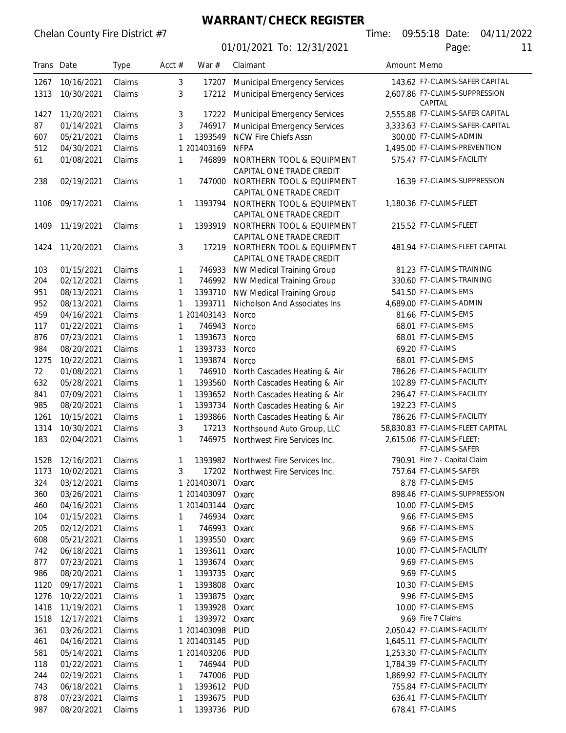# WARRANT/CHECK REGISTER

Chelan County Fire District #7

Time: 09:55:18 Date: 04/11/2022

01/01/2021 To: 12/31/2021

| Trans | Date | Type | Acct # | War # | Claimant | Amount | Memo |
|---|---|---|---|---|---|---|---|
| 1267 | 10/16/2021 | Claims | 3 | 17207 | Municipal Emergency Services | 143.62 | F7-CLAIMS-SAFER CAPITAL |
| 1313 | 10/30/2021 | Claims | 3 | 17212 | Municipal Emergency Services | 2,607.86 | F7-CLAIMS-SUPPRESSION CAPITAL |
| 1427 | 11/20/2021 | Claims | 3 | 17222 | Municipal Emergency Services | 2,555.88 | F7-CLAIMS-SAFER CAPITAL |
| 87 | 01/14/2021 | Claims | 3 | 746917 | Municipal Emergency Services | 3,333.63 | F7-CLAIMS-SAFER-CAPITAL |
| 607 | 05/21/2021 | Claims | 1 | 1393549 | NCW Fire Chiefs Assn | 300.00 | F7-CLAIMS-ADMIN |
| 512 | 04/30/2021 | Claims | 1 | 201403169 | NFPA | 1,495.00 | F7-CLAIMS-PREVENTION |
| 61 | 01/08/2021 | Claims | 1 | 746899 | NORTHERN TOOL & EQUIPMENT CAPITAL ONE TRADE CREDIT | 575.47 | F7-CLAIMS-FACILITY |
| 238 | 02/19/2021 | Claims | 1 | 747000 | NORTHERN TOOL & EQUIPMENT CAPITAL ONE TRADE CREDIT | 16.39 | F7-CLAIMS-SUPPRESSION |
| 1106 | 09/17/2021 | Claims | 1 | 1393794 | NORTHERN TOOL & EQUIPMENT CAPITAL ONE TRADE CREDIT | 1,180.36 | F7-CLAIMS-FLEET |
| 1409 | 11/19/2021 | Claims | 1 | 1393919 | NORTHERN TOOL & EQUIPMENT CAPITAL ONE TRADE CREDIT | 215.52 | F7-CLAIMS-FLEET |
| 1424 | 11/20/2021 | Claims | 3 | 17219 | NORTHERN TOOL & EQUIPMENT CAPITAL ONE TRADE CREDIT | 481.94 | F7-CLAIMS-FLEET CAPITAL |
| 103 | 01/15/2021 | Claims | 1 | 746933 | NW Medical Training Group | 81.23 | F7-CLAIMS-TRAINING |
| 204 | 02/12/2021 | Claims | 1 | 746992 | NW Medical Training Group | 330.60 | F7-CLAIMS-TRAINING |
| 951 | 08/13/2021 | Claims | 1 | 1393710 | NW Medical Training Group | 541.50 | F7-CLAIMS-EMS |
| 952 | 08/13/2021 | Claims | 1 | 1393711 | Nicholson And Associates Ins | 4,689.00 | F7-CLAIMS-ADMIN |
| 459 | 04/16/2021 | Claims | 1 | 201403143 | Norco | 81.66 | F7-CLAIMS-EMS |
| 117 | 01/22/2021 | Claims | 1 | 746943 | Norco | 68.01 | F7-CLAIMS-EMS |
| 876 | 07/23/2021 | Claims | 1 | 1393673 | Norco | 68.01 | F7-CLAIMS-EMS |
| 984 | 08/20/2021 | Claims | 1 | 1393733 | Norco | 69.20 | F7-CLAIMS |
| 1275 | 10/22/2021 | Claims | 1 | 1393874 | Norco | 68.01 | F7-CLAIMS-EMS |
| 72 | 01/08/2021 | Claims | 1 | 746910 | North Cascades Heating & Air | 786.26 | F7-CLAIMS-FACILITY |
| 632 | 05/28/2021 | Claims | 1 | 1393560 | North Cascades Heating & Air | 102.89 | F7-CLAIMS-FACILITY |
| 841 | 07/09/2021 | Claims | 1 | 1393652 | North Cascades Heating & Air | 296.47 | F7-CLAIMS-FACILITY |
| 985 | 08/20/2021 | Claims | 1 | 1393734 | North Cascades Heating & Air | 192.23 | F7-CLAIMS |
| 1261 | 10/15/2021 | Claims | 1 | 1393866 | North Cascades Heating & Air | 786.26 | F7-CLAIMS-FACILITY |
| 1314 | 10/30/2021 | Claims | 3 | 17213 | Northsound Auto Group, LLC | 58,830.83 | F7-CLAIMS-FLEET CAPITAL |
| 183 | 02/04/2021 | Claims | 1 | 746975 | Northwest Fire Services Inc. | 2,615.06 | F7-CLAIMS-FLEET; F7-CLAIMS-SAFER |
| 1528 | 12/16/2021 | Claims | 1 | 1393982 | Northwest Fire Services Inc. | 790.91 | Fire 7 - Capital Claim |
| 1173 | 10/02/2021 | Claims | 3 | 17202 | Northwest Fire Services Inc. | 757.64 | F7-CLAIMS-SAFER |
| 324 | 03/12/2021 | Claims | 1 | 201403071 | Oxarc | 8.78 | F7-CLAIMS-EMS |
| 360 | 03/26/2021 | Claims | 1 | 201403097 | Oxarc | 898.46 | F7-CLAIMS-SUPPRESSION |
| 460 | 04/16/2021 | Claims | 1 | 201403144 | Oxarc | 10.00 | F7-CLAIMS-EMS |
| 104 | 01/15/2021 | Claims | 1 | 746934 | Oxarc | 9.66 | F7-CLAIMS-EMS |
| 205 | 02/12/2021 | Claims | 1 | 746993 | Oxarc | 9.66 | F7-CLAIMS-EMS |
| 608 | 05/21/2021 | Claims | 1 | 1393550 | Oxarc | 9.69 | F7-CLAIMS-EMS |
| 742 | 06/18/2021 | Claims | 1 | 1393611 | Oxarc | 10.00 | F7-CLAIMS-FACILITY |
| 877 | 07/23/2021 | Claims | 1 | 1393674 | Oxarc | 9.69 | F7-CLAIMS-EMS |
| 986 | 08/20/2021 | Claims | 1 | 1393735 | Oxarc | 9.69 | F7-CLAIMS |
| 1120 | 09/17/2021 | Claims | 1 | 1393808 | Oxarc | 10.30 | F7-CLAIMS-EMS |
| 1276 | 10/22/2021 | Claims | 1 | 1393875 | Oxarc | 9.96 | F7-CLAIMS-EMS |
| 1418 | 11/19/2021 | Claims | 1 | 1393928 | Oxarc | 10.00 | F7-CLAIMS-EMS |
| 1518 | 12/17/2021 | Claims | 1 | 1393972 | Oxarc | 9.69 | Fire 7 Claims |
| 361 | 03/26/2021 | Claims | 1 | 201403098 | PUD | 2,050.42 | F7-CLAIMS-FACILITY |
| 461 | 04/16/2021 | Claims | 1 | 201403145 | PUD | 1,645.11 | F7-CLAIMS-FACILITY |
| 581 | 05/14/2021 | Claims | 1 | 201403206 | PUD | 1,253.30 | F7-CLAIMS-FACILITY |
| 118 | 01/22/2021 | Claims | 1 | 746944 | PUD | 1,784.39 | F7-CLAIMS-FACILITY |
| 244 | 02/19/2021 | Claims | 1 | 747006 | PUD | 1,869.92 | F7-CLAIMS-FACILITY |
| 743 | 06/18/2021 | Claims | 1 | 1393612 | PUD | 755.84 | F7-CLAIMS-FACILITY |
| 878 | 07/23/2021 | Claims | 1 | 1393675 | PUD | 636.41 | F7-CLAIMS-FACILITY |
| 987 | 08/20/2021 | Claims | 1 | 1393736 | PUD | 678.41 | F7-CLAIMS |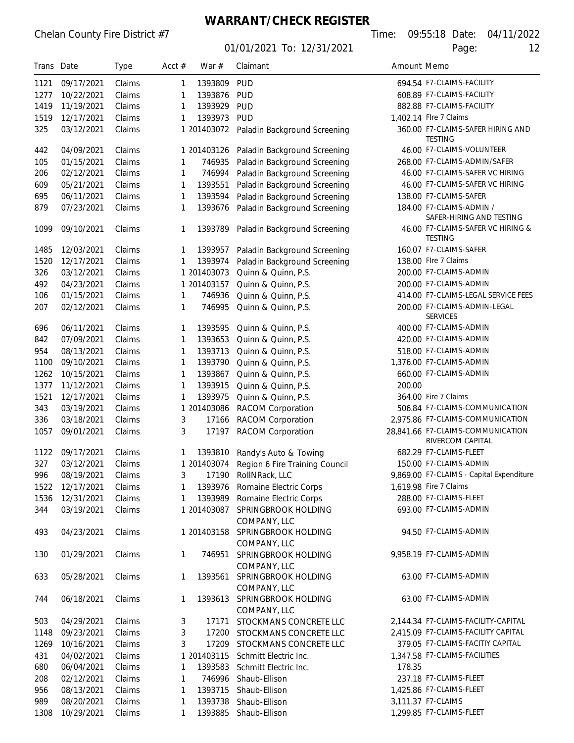# WARRANT/CHECK REGISTER

Chelan County Fire District #7

01/01/2021 To: 12/31/2021

Time: 09:55:18 Date: 04/11/2022

| Trans | Date | Type | Acct # | War # | Claimant | Amount | Memo |
|---|---|---|---|---|---|---|---|
| 1121 | 09/17/2021 | Claims | 1 | 1393809 | PUD | 694.54 | F7-CLAIMS-FACILITY |
| 1277 | 10/22/2021 | Claims | 1 | 1393876 | PUD | 608.89 | F7-CLAIMS-FACILITY |
| 1419 | 11/19/2021 | Claims | 1 | 1393929 | PUD | 882.88 | F7-CLAIMS-FACILITY |
| 1519 | 12/17/2021 | Claims | 1 | 1393973 | PUD | 1,402.14 | FIre 7 Claims |
| 325 | 03/12/2021 | Claims | 1 | 201403072 | Paladin Background Screening | 360.00 | F7-CLAIMS-SAFER HIRING AND TESTING |
| 442 | 04/09/2021 | Claims | 1 | 201403126 | Paladin Background Screening | 46.00 | F7-CLAIMS-VOLUNTEER |
| 105 | 01/15/2021 | Claims | 1 | 746935 | Paladin Background Screening | 268.00 | F7-CLAIMS-ADMIN/SAFER |
| 206 | 02/12/2021 | Claims | 1 | 746994 | Paladin Background Screening | 46.00 | F7-CLAIMS-SAFER VC HIRING |
| 609 | 05/21/2021 | Claims | 1 | 1393551 | Paladin Background Screening | 46.00 | F7-CLAIMS-SAFER VC HIRING |
| 695 | 06/11/2021 | Claims | 1 | 1393594 | Paladin Background Screening | 138.00 | F7-CLAIMS-SAFER |
| 879 | 07/23/2021 | Claims | 1 | 1393676 | Paladin Background Screening | 184.00 | F7-CLAIMS-ADMIN / SAFER-HIRING AND TESTING |
| 1099 | 09/10/2021 | Claims | 1 | 1393789 | Paladin Background Screening | 46.00 | F7-CLAIMS-SAFER VC HIRING & TESTING |
| 1485 | 12/03/2021 | Claims | 1 | 1393957 | Paladin Background Screening | 160.07 | F7-CLAIMS-SAFER |
| 1520 | 12/17/2021 | Claims | 1 | 1393974 | Paladin Background Screening | 138.00 | FIre 7 Claims |
| 326 | 03/12/2021 | Claims | 1 | 201403073 | Quinn & Quinn, P.S. | 200.00 | F7-CLAIMS-ADMIN |
| 492 | 04/23/2021 | Claims | 1 | 201403157 | Quinn & Quinn, P.S. | 200.00 | F7-CLAIMS-ADMIN |
| 106 | 01/15/2021 | Claims | 1 | 746936 | Quinn & Quinn, P.S. | 414.00 | F7-CLAIMS-LEGAL SERVICE FEES |
| 207 | 02/12/2021 | Claims | 1 | 746995 | Quinn & Quinn, P.S. | 200.00 | F7-CLAIMS-ADMIN-LEGAL SERVICES |
| 696 | 06/11/2021 | Claims | 1 | 1393595 | Quinn & Quinn, P.S. | 400.00 | F7-CLAIMS-ADMIN |
| 842 | 07/09/2021 | Claims | 1 | 1393653 | Quinn & Quinn, P.S. | 420.00 | F7-CLAIMS-ADMIN |
| 954 | 08/13/2021 | Claims | 1 | 1393713 | Quinn & Quinn, P.S. | 518.00 | F7-CLAIMS-ADMIN |
| 1100 | 09/10/2021 | Claims | 1 | 1393790 | Quinn & Quinn, P.S. | 1,376.00 | F7-CLAIMS-ADMIN |
| 1262 | 10/15/2021 | Claims | 1 | 1393867 | Quinn & Quinn, P.S. | 660.00 | F7-CLAIMS-ADMIN |
| 1377 | 11/12/2021 | Claims | 1 | 1393915 | Quinn & Quinn, P.S. | 200.00 | |
| 1521 | 12/17/2021 | Claims | 1 | 1393975 | Quinn & Quinn, P.S. | 364.00 | Fire 7 Claims |
| 343 | 03/19/2021 | Claims | 1 | 201403086 | RACOM Corporation | 506.84 | F7-CLAIMS-COMMUNICATION |
| 336 | 03/18/2021 | Claims | 3 | 17166 | RACOM Corporation | 2,975.86 | F7-CLAIMS-COMMUNICATION |
| 1057 | 09/01/2021 | Claims | 3 | 17197 | RACOM Corporation | 28,841.66 | F7-CLAIMS-COMMUNICATION RIVERCOM CAPITAL |
| 1122 | 09/17/2021 | Claims | 1 | 1393810 | Randy's Auto & Towing | 682.29 | F7-CLAIMS-FLEET |
| 327 | 03/12/2021 | Claims | 1 | 201403074 | Region 6 Fire Training Council | 150.00 | F7-CLAIMS-ADMIN |
| 996 | 08/19/2021 | Claims | 3 | 17190 | RollNRack, LLC | 9,869.00 | F7-CLAIMS - Capital Expenditure |
| 1522 | 12/17/2021 | Claims | 1 | 1393976 | Romaine Electric Corps | 1,619.98 | Fire 7 Claims |
| 1536 | 12/31/2021 | Claims | 1 | 1393989 | Romaine Electric Corps | 288.00 | F7-CLAIMS-FLEET |
| 344 | 03/19/2021 | Claims | 1 | 201403087 | SPRINGBROOK HOLDING COMPANY, LLC | 693.00 | F7-CLAIMS-ADMIN |
| 493 | 04/23/2021 | Claims | 1 | 201403158 | SPRINGBROOK HOLDING COMPANY, LLC | 94.50 | F7-CLAIMS-ADMIN |
| 130 | 01/29/2021 | Claims | 1 | 746951 | SPRINGBROOK HOLDING COMPANY, LLC | 9,958.19 | F7-CLAIMS-ADMIN |
| 633 | 05/28/2021 | Claims | 1 | 1393561 | SPRINGBROOK HOLDING COMPANY, LLC | 63.00 | F7-CLAIMS-ADMIN |
| 744 | 06/18/2021 | Claims | 1 | 1393613 | SPRINGBROOK HOLDING COMPANY, LLC | 63.00 | F7-CLAIMS-ADMIN |
| 503 | 04/29/2021 | Claims | 3 | 17171 | STOCKMANS CONCRETE LLC | 2,144.34 | F7-CLAIMS-FACILITY-CAPITAL |
| 1148 | 09/23/2021 | Claims | 3 | 17200 | STOCKMANS CONCRETE LLC | 2,415.09 | F7-CLAIMS-FACILITY CAPITAL |
| 1269 | 10/16/2021 | Claims | 3 | 17209 | STOCKMANS CONCRETE LLC | 379.05 | F7-CLAIMS-FACITIY CAPITAL |
| 431 | 04/02/2021 | Claims | 1 | 201403115 | Schmitt Electric Inc. | 1,347.58 | F7-CLAIMS-FACILITIES |
| 680 | 06/04/2021 | Claims | 1 | 1393583 | Schmitt Electric Inc. | 178.35 | |
| 208 | 02/12/2021 | Claims | 1 | 746996 | Shaub-Ellison | 237.18 | F7-CLAIMS-FLEET |
| 956 | 08/13/2021 | Claims | 1 | 1393715 | Shaub-Ellison | 1,425.86 | F7-CLAIMS-FLEET |
| 989 | 08/20/2021 | Claims | 1 | 1393738 | Shaub-Ellison | 3,111.37 | F7-CLAIMS |
| 1308 | 10/29/2021 | Claims | 1 | 1393885 | Shaub-Ellison | 1,299.85 | F7-CLAIMS-FLEET |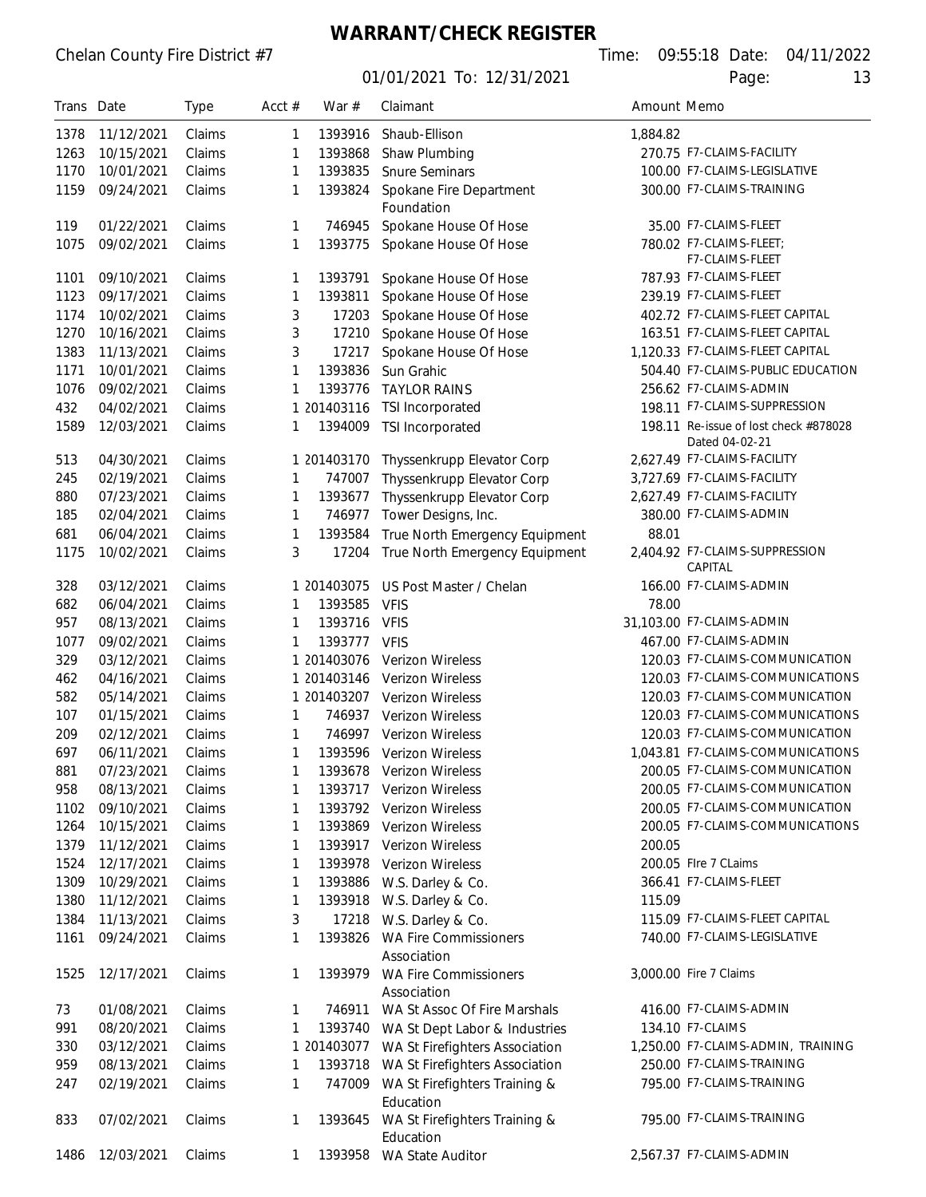# WARRANT/CHECK REGISTER

Chelan County Fire District #7

01/01/2021 To: 12/31/2021

Time: 09:55:18 Date: 04/11/2022

| Trans | Date | Type | Acct # | War # | Claimant | Amount | Memo |
|---|---|---|---|---|---|---|---|
| 1378 | 11/12/2021 | Claims | 1 | 1393916 | Shaub-Ellison | 1,884.82 | |
| 1263 | 10/15/2021 | Claims | 1 | 1393868 | Shaw Plumbing | 270.75 | F7-CLAIMS-FACILITY |
| 1170 | 10/01/2021 | Claims | 1 | 1393835 | Snure Seminars | 100.00 | F7-CLAIMS-LEGISLATIVE |
| 1159 | 09/24/2021 | Claims | 1 | 1393824 | Spokane Fire Department Foundation | 300.00 | F7-CLAIMS-TRAINING |
| 119 | 01/22/2021 | Claims | 1 | 746945 | Spokane House Of Hose | 35.00 | F7-CLAIMS-FLEET |
| 1075 | 09/02/2021 | Claims | 1 | 1393775 | Spokane House Of Hose | 780.02 | F7-CLAIMS-FLEET; F7-CLAIMS-FLEET |
| 1101 | 09/10/2021 | Claims | 1 | 1393791 | Spokane House Of Hose | 787.93 | F7-CLAIMS-FLEET |
| 1123 | 09/17/2021 | Claims | 1 | 1393811 | Spokane House Of Hose | 239.19 | F7-CLAIMS-FLEET |
| 1174 | 10/02/2021 | Claims | 3 | 17203 | Spokane House Of Hose | 402.72 | F7-CLAIMS-FLEET CAPITAL |
| 1270 | 10/16/2021 | Claims | 3 | 17210 | Spokane House Of Hose | 163.51 | F7-CLAIMS-FLEET CAPITAL |
| 1383 | 11/13/2021 | Claims | 3 | 17217 | Spokane House Of Hose | 1,120.33 | F7-CLAIMS-FLEET CAPITAL |
| 1171 | 10/01/2021 | Claims | 1 | 1393836 | Sun Grahic | 504.40 | F7-CLAIMS-PUBLIC EDUCATION |
| 1076 | 09/02/2021 | Claims | 1 | 1393776 | TAYLOR RAINS | 256.62 | F7-CLAIMS-ADMIN |
| 432 | 04/02/2021 | Claims | 1 | 201403116 | TSI Incorporated | 198.11 | F7-CLAIMS-SUPPRESSION |
| 1589 | 12/03/2021 | Claims | 1 | 1394009 | TSI Incorporated | 198.11 | Re-issue of lost check #878028 Dated 04-02-21 |
| 513 | 04/30/2021 | Claims | 1 | 201403170 | Thyssenkrupp Elevator Corp | 2,627.49 | F7-CLAIMS-FACILITY |
| 245 | 02/19/2021 | Claims | 1 | 747007 | Thyssenkrupp Elevator Corp | 3,727.69 | F7-CLAIMS-FACILITY |
| 880 | 07/23/2021 | Claims | 1 | 1393677 | Thyssenkrupp Elevator Corp | 2,627.49 | F7-CLAIMS-FACILITY |
| 185 | 02/04/2021 | Claims | 1 | 746977 | Tower Designs, Inc. | 380.00 | F7-CLAIMS-ADMIN |
| 681 | 06/04/2021 | Claims | 1 | 1393584 | True North Emergency Equipment | 88.01 | |
| 1175 | 10/02/2021 | Claims | 3 | 17204 | True North Emergency Equipment | 2,404.92 | F7-CLAIMS-SUPPRESSION CAPITAL |
| 328 | 03/12/2021 | Claims | 1 | 201403075 | US Post Master / Chelan | 166.00 | F7-CLAIMS-ADMIN |
| 682 | 06/04/2021 | Claims | 1 | 1393585 | VFIS | 78.00 | |
| 957 | 08/13/2021 | Claims | 1 | 1393716 | VFIS | 31,103.00 | F7-CLAIMS-ADMIN |
| 1077 | 09/02/2021 | Claims | 1 | 1393777 | VFIS | 467.00 | F7-CLAIMS-ADMIN |
| 329 | 03/12/2021 | Claims | 1 | 201403076 | Verizon Wireless | 120.03 | F7-CLAIMS-COMMUNICATION |
| 462 | 04/16/2021 | Claims | 1 | 201403146 | Verizon Wireless | 120.03 | F7-CLAIMS-COMMUNICATIONS |
| 582 | 05/14/2021 | Claims | 1 | 201403207 | Verizon Wireless | 120.03 | F7-CLAIMS-COMMUNICATION |
| 107 | 01/15/2021 | Claims | 1 | 746937 | Verizon Wireless | 120.03 | F7-CLAIMS-COMMUNICATIONS |
| 209 | 02/12/2021 | Claims | 1 | 746997 | Verizon Wireless | 120.03 | F7-CLAIMS-COMMUNICATION |
| 697 | 06/11/2021 | Claims | 1 | 1393596 | Verizon Wireless | 1,043.81 | F7-CLAIMS-COMMUNICATIONS |
| 881 | 07/23/2021 | Claims | 1 | 1393678 | Verizon Wireless | 200.05 | F7-CLAIMS-COMMUNICATION |
| 958 | 08/13/2021 | Claims | 1 | 1393717 | Verizon Wireless | 200.05 | F7-CLAIMS-COMMUNICATION |
| 1102 | 09/10/2021 | Claims | 1 | 1393792 | Verizon Wireless | 200.05 | F7-CLAIMS-COMMUNICATION |
| 1264 | 10/15/2021 | Claims | 1 | 1393869 | Verizon Wireless | 200.05 | F7-CLAIMS-COMMUNICATIONS |
| 1379 | 11/12/2021 | Claims | 1 | 1393917 | Verizon Wireless | 200.05 | |
| 1524 | 12/17/2021 | Claims | 1 | 1393978 | Verizon Wireless | 200.05 | FIre 7 CLaims |
| 1309 | 10/29/2021 | Claims | 1 | 1393886 | W.S. Darley & Co. | 366.41 | F7-CLAIMS-FLEET |
| 1380 | 11/12/2021 | Claims | 1 | 1393918 | W.S. Darley & Co. | 115.09 | |
| 1384 | 11/13/2021 | Claims | 3 | 17218 | W.S. Darley & Co. | 115.09 | F7-CLAIMS-FLEET CAPITAL |
| 1161 | 09/24/2021 | Claims | 1 | 1393826 | WA Fire Commissioners Association | 740.00 | F7-CLAIMS-LEGISLATIVE |
| 1525 | 12/17/2021 | Claims | 1 | 1393979 | WA Fire Commissioners Association | 3,000.00 | Fire 7 Claims |
| 73 | 01/08/2021 | Claims | 1 | 746911 | WA St Assoc Of Fire Marshals | 416.00 | F7-CLAIMS-ADMIN |
| 991 | 08/20/2021 | Claims | 1 | 1393740 | WA St Dept Labor & Industries | 134.10 | F7-CLAIMS |
| 330 | 03/12/2021 | Claims | 1 | 201403077 | WA St Firefighters Association | 1,250.00 | F7-CLAIMS-ADMIN, TRAINING |
| 959 | 08/13/2021 | Claims | 1 | 1393718 | WA St Firefighters Association | 250.00 | F7-CLAIMS-TRAINING |
| 247 | 02/19/2021 | Claims | 1 | 747009 | WA St Firefighters Training & Education | 795.00 | F7-CLAIMS-TRAINING |
| 833 | 07/02/2021 | Claims | 1 | 1393645 | WA St Firefighters Training & Education | 795.00 | F7-CLAIMS-TRAINING |
| 1486 | 12/03/2021 | Claims | 1 | 1393958 | WA State Auditor | 2,567.37 | F7-CLAIMS-ADMIN |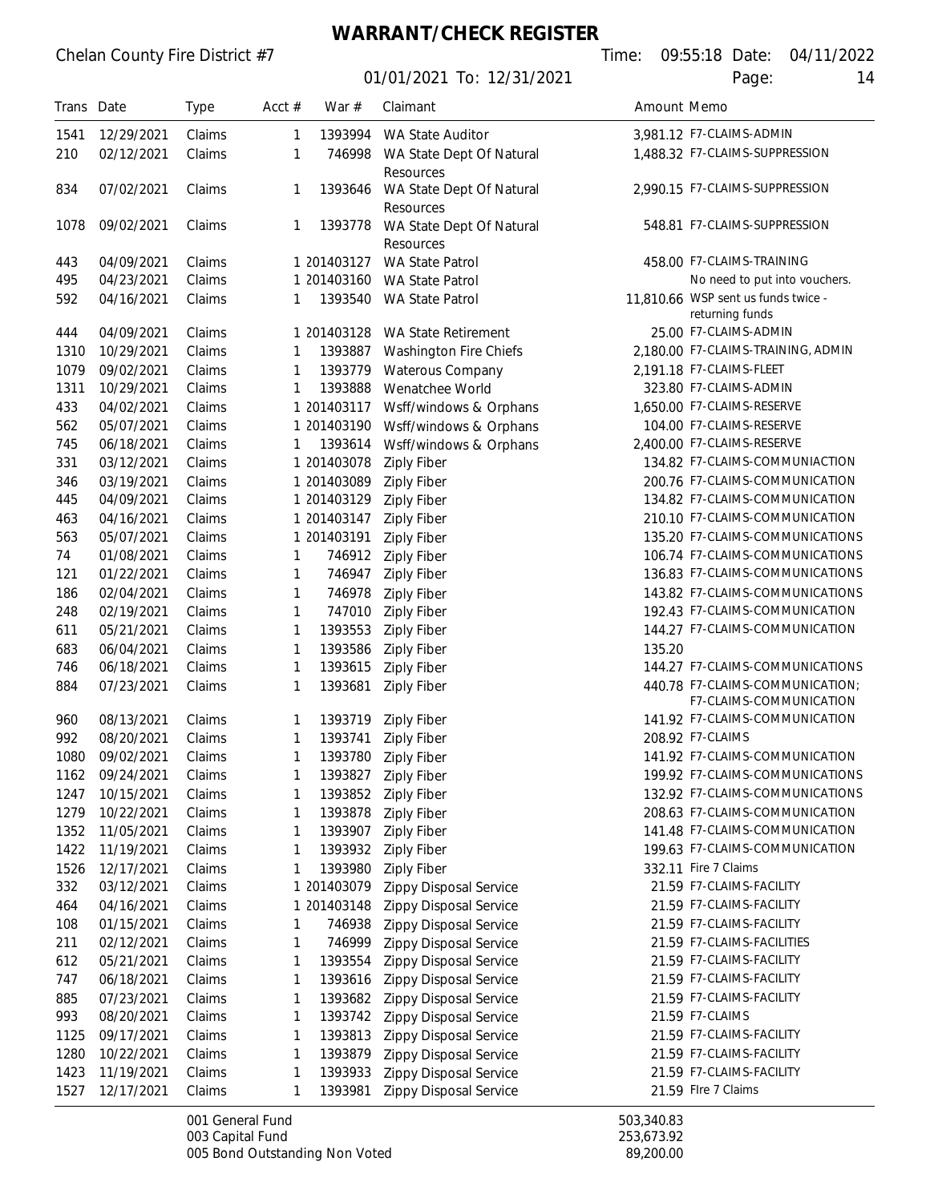# WARRANT/CHECK REGISTER

Chelan County Fire District #7

Time: 09:55:18 Date: 04/11/2022

01/01/2021 To: 12/31/2021

| Trans | Date | Type | Acct # | War # | Claimant | Amount | Memo |
|---|---|---|---|---|---|---|---|
| 1541 | 12/29/2021 | Claims | 1 | 1393994 | WA State Auditor | 3,981.12 | F7-CLAIMS-ADMIN |
| 210 | 02/12/2021 | Claims | 1 | 746998 | WA State Dept Of Natural Resources | 1,488.32 | F7-CLAIMS-SUPPRESSION |
| 834 | 07/02/2021 | Claims | 1 | 1393646 | WA State Dept Of Natural Resources | 2,990.15 | F7-CLAIMS-SUPPRESSION |
| 1078 | 09/02/2021 | Claims | 1 | 1393778 | WA State Dept Of Natural Resources | 548.81 | F7-CLAIMS-SUPPRESSION |
| 443 | 04/09/2021 | Claims | 1 | 201403127 | WA State Patrol | 458.00 | F7-CLAIMS-TRAINING |
| 495 | 04/23/2021 | Claims | 1 | 201403160 | WA State Patrol | | No need to put into vouchers. |
| 592 | 04/16/2021 | Claims | 1 | 1393540 | WA State Patrol | 11,810.66 | WSP sent us funds twice - returning funds |
| 444 | 04/09/2021 | Claims | 1 | 201403128 | WA State Retirement | 25.00 | F7-CLAIMS-ADMIN |
| 1310 | 10/29/2021 | Claims | 1 | 1393887 | Washington Fire Chiefs | 2,180.00 | F7-CLAIMS-TRAINING, ADMIN |
| 1079 | 09/02/2021 | Claims | 1 | 1393779 | Waterous Company | 2,191.18 | F7-CLAIMS-FLEET |
| 1311 | 10/29/2021 | Claims | 1 | 1393888 | Wenatchee World | 323.80 | F7-CLAIMS-ADMIN |
| 433 | 04/02/2021 | Claims | 1 | 201403117 | Wsff/windows & Orphans | 1,650.00 | F7-CLAIMS-RESERVE |
| 562 | 05/07/2021 | Claims | 1 | 201403190 | Wsff/windows & Orphans | 104.00 | F7-CLAIMS-RESERVE |
| 745 | 06/18/2021 | Claims | 1 | 1393614 | Wsff/windows & Orphans | 2,400.00 | F7-CLAIMS-RESERVE |
| 331 | 03/12/2021 | Claims | 1 | 201403078 | Ziply Fiber | 134.82 | F7-CLAIMS-COMMUNIACTION |
| 346 | 03/19/2021 | Claims | 1 | 201403089 | Ziply Fiber | 200.76 | F7-CLAIMS-COMMUNICATION |
| 445 | 04/09/2021 | Claims | 1 | 201403129 | Ziply Fiber | 134.82 | F7-CLAIMS-COMMUNICATION |
| 463 | 04/16/2021 | Claims | 1 | 201403147 | Ziply Fiber | 210.10 | F7-CLAIMS-COMMUNICATION |
| 563 | 05/07/2021 | Claims | 1 | 201403191 | Ziply Fiber | 135.20 | F7-CLAIMS-COMMUNICATIONS |
| 74 | 01/08/2021 | Claims | 1 | 746912 | Ziply Fiber | 106.74 | F7-CLAIMS-COMMUNICATIONS |
| 121 | 01/22/2021 | Claims | 1 | 746947 | Ziply Fiber | 136.83 | F7-CLAIMS-COMMUNICATIONS |
| 186 | 02/04/2021 | Claims | 1 | 746978 | Ziply Fiber | 143.82 | F7-CLAIMS-COMMUNICATIONS |
| 248 | 02/19/2021 | Claims | 1 | 747010 | Ziply Fiber | 192.43 | F7-CLAIMS-COMMUNICATION |
| 611 | 05/21/2021 | Claims | 1 | 1393553 | Ziply Fiber | 144.27 | F7-CLAIMS-COMMUNICATION |
| 683 | 06/04/2021 | Claims | 1 | 1393586 | Ziply Fiber | 135.20 | |
| 746 | 06/18/2021 | Claims | 1 | 1393615 | Ziply Fiber | 144.27 | F7-CLAIMS-COMMUNICATIONS |
| 884 | 07/23/2021 | Claims | 1 | 1393681 | Ziply Fiber | 440.78 | F7-CLAIMS-COMMUNICATION; F7-CLAIMS-COMMUNICATION |
| 960 | 08/13/2021 | Claims | 1 | 1393719 | Ziply Fiber | 141.92 | F7-CLAIMS-COMMUNICATION |
| 992 | 08/20/2021 | Claims | 1 | 1393741 | Ziply Fiber | 208.92 | F7-CLAIMS |
| 1080 | 09/02/2021 | Claims | 1 | 1393780 | Ziply Fiber | 141.92 | F7-CLAIMS-COMMUNICATION |
| 1162 | 09/24/2021 | Claims | 1 | 1393827 | Ziply Fiber | 199.92 | F7-CLAIMS-COMMUNICATIONS |
| 1247 | 10/15/2021 | Claims | 1 | 1393852 | Ziply Fiber | 132.92 | F7-CLAIMS-COMMUNICATIONS |
| 1279 | 10/22/2021 | Claims | 1 | 1393878 | Ziply Fiber | 208.63 | F7-CLAIMS-COMMUNICATION |
| 1352 | 11/05/2021 | Claims | 1 | 1393907 | Ziply Fiber | 141.48 | F7-CLAIMS-COMMUNICATION |
| 1422 | 11/19/2021 | Claims | 1 | 1393932 | Ziply Fiber | 199.63 | F7-CLAIMS-COMMUNICATION |
| 1526 | 12/17/2021 | Claims | 1 | 1393980 | Ziply Fiber | 332.11 | Fire 7 Claims |
| 332 | 03/12/2021 | Claims | 1 | 201403079 | Zippy Disposal Service | 21.59 | F7-CLAIMS-FACILITY |
| 464 | 04/16/2021 | Claims | 1 | 201403148 | Zippy Disposal Service | 21.59 | F7-CLAIMS-FACILITY |
| 108 | 01/15/2021 | Claims | 1 | 746938 | Zippy Disposal Service | 21.59 | F7-CLAIMS-FACILITY |
| 211 | 02/12/2021 | Claims | 1 | 746999 | Zippy Disposal Service | 21.59 | F7-CLAIMS-FACILITIES |
| 612 | 05/21/2021 | Claims | 1 | 1393554 | Zippy Disposal Service | 21.59 | F7-CLAIMS-FACILITY |
| 747 | 06/18/2021 | Claims | 1 | 1393616 | Zippy Disposal Service | 21.59 | F7-CLAIMS-FACILITY |
| 885 | 07/23/2021 | Claims | 1 | 1393682 | Zippy Disposal Service | 21.59 | F7-CLAIMS-FACILITY |
| 993 | 08/20/2021 | Claims | 1 | 1393742 | Zippy Disposal Service | 21.59 | F7-CLAIMS |
| 1125 | 09/17/2021 | Claims | 1 | 1393813 | Zippy Disposal Service | 21.59 | F7-CLAIMS-FACILITY |
| 1280 | 10/22/2021 | Claims | 1 | 1393879 | Zippy Disposal Service | 21.59 | F7-CLAIMS-FACILITY |
| 1423 | 11/19/2021 | Claims | 1 | 1393933 | Zippy Disposal Service | 21.59 | F7-CLAIMS-FACILITY |
| 1527 | 12/17/2021 | Claims | 1 | 1393981 | Zippy Disposal Service | 21.59 | FIre 7 Claims |

| Fund | Amount |
|---|---|
| 001 General Fund | 503,340.83 |
| 003 Capital Fund | 253,673.92 |
| 005 Bond Outstanding Non Voted | 89,200.00 |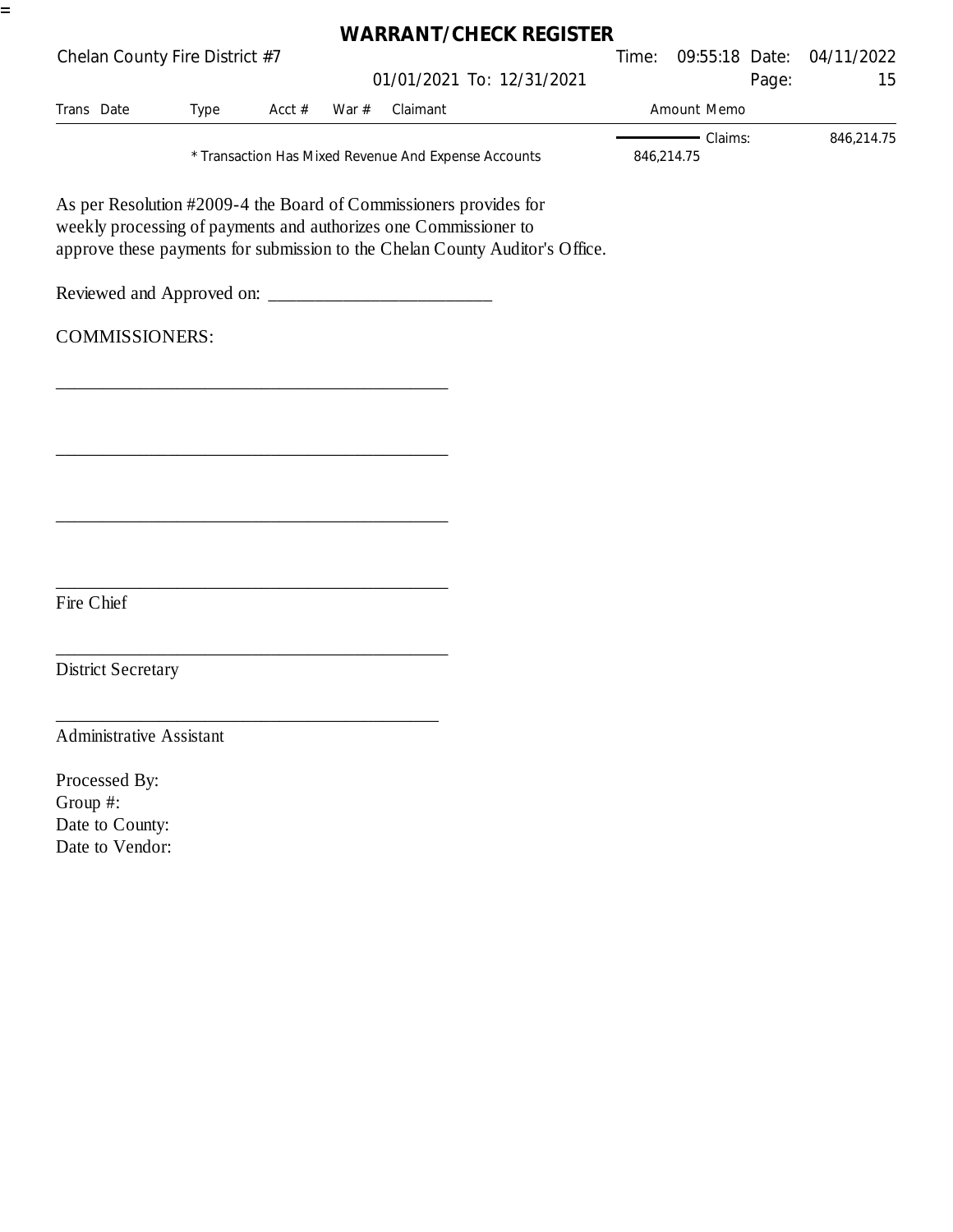# WARRANT/CHECK REGISTER

Chelan County Fire District #7

01/01/2021 To: 12/31/2021

Time: 09:55:18 Date: 04/11/2022

| Trans | Date | Type | Acct # | War # | Claimant | Amount | Memo |
| --- | --- | --- | --- | --- | --- | --- | --- |
| | | | | | | Claims: | 846,214.75 |
| | | * Transaction Has Mixed Revenue And Expense Accounts | | | | 846,214.75 | |

As per Resolution #2009-4 the Board of Commissioners provides for weekly processing of payments and authorizes one Commissioner to approve these payments for submission to the Chelan County Auditor's Office.

Reviewed and Approved on: ________________________

COMMISSIONERS:

__________________________________________

__________________________________________

__________________________________________

__________________________________________
Fire Chief

__________________________________________
District Secretary

__________________________________________
Administrative Assistant

Processed By:
Group #:
Date to County:
Date to Vendor: